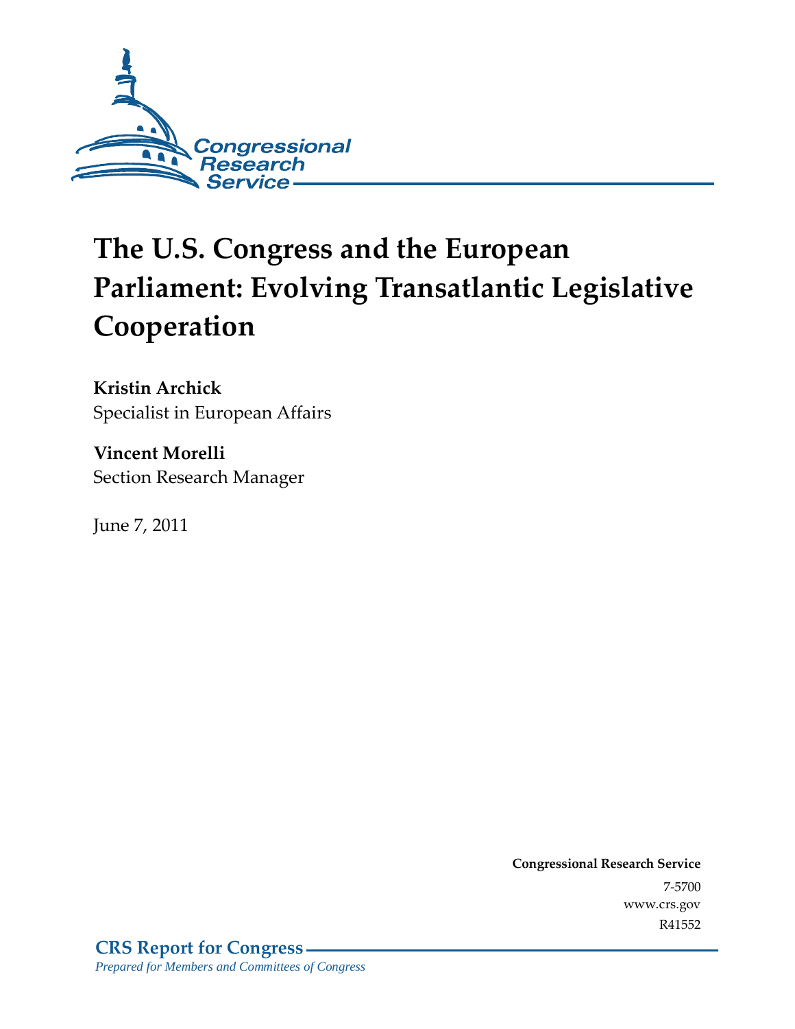Congressional Research Service

# The U.S. Congress and the European Parliament: Evolving Transatlantic Legislative Cooperation

**Kristin Archick**
Specialist in European Affairs

**Vincent Morelli**
Section Research Manager

June 7, 2011

**Congressional Research Service**
7-5700
www.crs.gov
R41552

**CRS Report for Congress**
*Prepared for Members and Committees of Congress*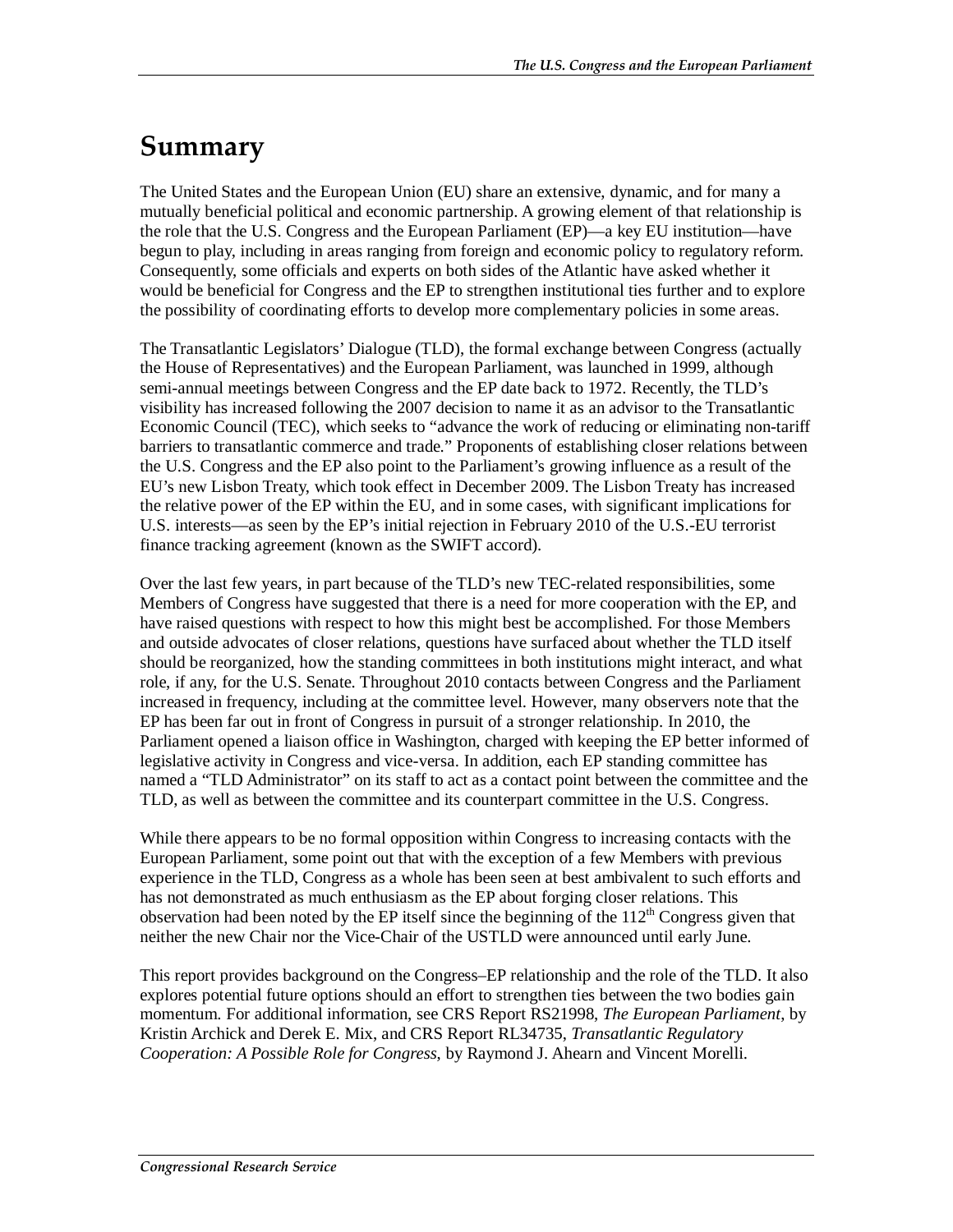# Summary

The United States and the European Union (EU) share an extensive, dynamic, and for many a mutually beneficial political and economic partnership. A growing element of that relationship is the role that the U.S. Congress and the European Parliament (EP)—a key EU institution—have begun to play, including in areas ranging from foreign and economic policy to regulatory reform. Consequently, some officials and experts on both sides of the Atlantic have asked whether it would be beneficial for Congress and the EP to strengthen institutional ties further and to explore the possibility of coordinating efforts to develop more complementary policies in some areas.

The Transatlantic Legislators' Dialogue (TLD), the formal exchange between Congress (actually the House of Representatives) and the European Parliament, was launched in 1999, although semi-annual meetings between Congress and the EP date back to 1972. Recently, the TLD's visibility has increased following the 2007 decision to name it as an advisor to the Transatlantic Economic Council (TEC), which seeks to "advance the work of reducing or eliminating non-tariff barriers to transatlantic commerce and trade." Proponents of establishing closer relations between the U.S. Congress and the EP also point to the Parliament's growing influence as a result of the EU's new Lisbon Treaty, which took effect in December 2009. The Lisbon Treaty has increased the relative power of the EP within the EU, and in some cases, with significant implications for U.S. interests—as seen by the EP's initial rejection in February 2010 of the U.S.-EU terrorist finance tracking agreement (known as the SWIFT accord).

Over the last few years, in part because of the TLD's new TEC-related responsibilities, some Members of Congress have suggested that there is a need for more cooperation with the EP, and have raised questions with respect to how this might best be accomplished. For those Members and outside advocates of closer relations, questions have surfaced about whether the TLD itself should be reorganized, how the standing committees in both institutions might interact, and what role, if any, for the U.S. Senate. Throughout 2010 contacts between Congress and the Parliament increased in frequency, including at the committee level. However, many observers note that the EP has been far out in front of Congress in pursuit of a stronger relationship. In 2010, the Parliament opened a liaison office in Washington, charged with keeping the EP better informed of legislative activity in Congress and vice-versa. In addition, each EP standing committee has named a "TLD Administrator" on its staff to act as a contact point between the committee and the TLD, as well as between the committee and its counterpart committee in the U.S. Congress.

While there appears to be no formal opposition within Congress to increasing contacts with the European Parliament, some point out that with the exception of a few Members with previous experience in the TLD, Congress as a whole has been seen at best ambivalent to such efforts and has not demonstrated as much enthusiasm as the EP about forging closer relations. This observation had been noted by the EP itself since the beginning of the 112th Congress given that neither the new Chair nor the Vice-Chair of the USTLD were announced until early June.

This report provides background on the Congress–EP relationship and the role of the TLD. It also explores potential future options should an effort to strengthen ties between the two bodies gain momentum. For additional information, see CRS Report RS21998, *The European Parliament*, by Kristin Archick and Derek E. Mix, and CRS Report RL34735, *Transatlantic Regulatory Cooperation: A Possible Role for Congress*, by Raymond J. Ahearn and Vincent Morelli.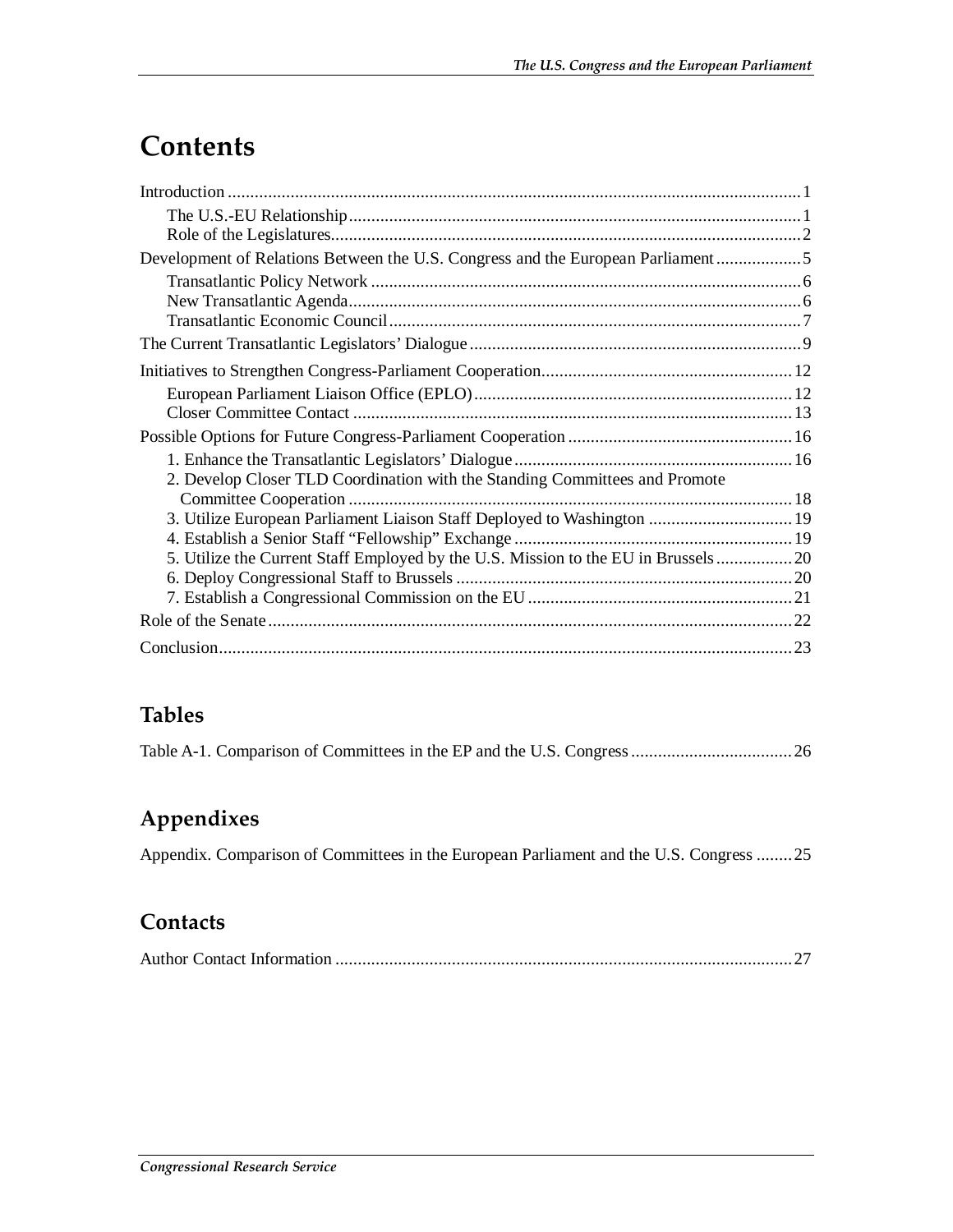# Contents

Introduction ..... 1

- The U.S.-EU Relationship ..... 1
- Role of the Legislatures ..... 2

Development of Relations Between the U.S. Congress and the European Parliament ..... 5

- Transatlantic Policy Network ..... 6
- New Transatlantic Agenda ..... 6
- Transatlantic Economic Council ..... 7

The Current Transatlantic Legislators' Dialogue ..... 9

Initiatives to Strengthen Congress-Parliament Cooperation ..... 12

- European Parliament Liaison Office (EPLO) ..... 12
- Closer Committee Contact ..... 13

Possible Options for Future Congress-Parliament Cooperation ..... 16

- 1. Enhance the Transatlantic Legislators' Dialogue ..... 16
- 2. Develop Closer TLD Coordination with the Standing Committees and Promote Committee Cooperation ..... 18
- 3. Utilize European Parliament Liaison Staff Deployed to Washington ..... 19
- 4. Establish a Senior Staff "Fellowship" Exchange ..... 19
- 5. Utilize the Current Staff Employed by the U.S. Mission to the EU in Brussels ..... 20
- 6. Deploy Congressional Staff to Brussels ..... 20
- 7. Establish a Congressional Commission on the EU ..... 21

Role of the Senate ..... 22

Conclusion ..... 23

## Tables

Table A-1. Comparison of Committees in the EP and the U.S. Congress ..... 26

## Appendixes

Appendix. Comparison of Committees in the European Parliament and the U.S. Congress ..... 25

## Contacts

Author Contact Information ..... 27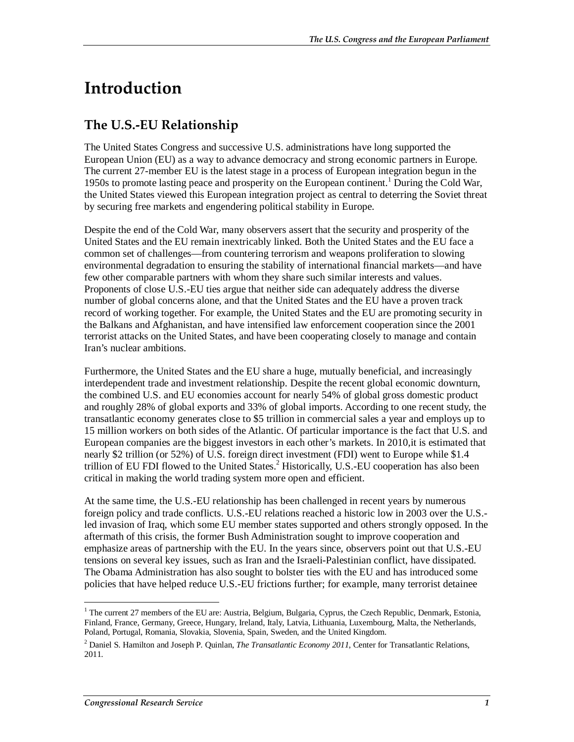# Introduction

## The U.S.-EU Relationship

The United States Congress and successive U.S. administrations have long supported the European Union (EU) as a way to advance democracy and strong economic partners in Europe. The current 27-member EU is the latest stage in a process of European integration begun in the 1950s to promote lasting peace and prosperity on the European continent.[1] During the Cold War, the United States viewed this European integration project as central to deterring the Soviet threat by securing free markets and engendering political stability in Europe.

Despite the end of the Cold War, many observers assert that the security and prosperity of the United States and the EU remain inextricably linked. Both the United States and the EU face a common set of challenges—from countering terrorism and weapons proliferation to slowing environmental degradation to ensuring the stability of international financial markets—and have few other comparable partners with whom they share such similar interests and values. Proponents of close U.S.-EU ties argue that neither side can adequately address the diverse number of global concerns alone, and that the United States and the EU have a proven track record of working together. For example, the United States and the EU are promoting security in the Balkans and Afghanistan, and have intensified law enforcement cooperation since the 2001 terrorist attacks on the United States, and have been cooperating closely to manage and contain Iran's nuclear ambitions.

Furthermore, the United States and the EU share a huge, mutually beneficial, and increasingly interdependent trade and investment relationship. Despite the recent global economic downturn, the combined U.S. and EU economies account for nearly 54% of global gross domestic product and roughly 28% of global exports and 33% of global imports. According to one recent study, the transatlantic economy generates close to $5 trillion in commercial sales a year and employs up to 15 million workers on both sides of the Atlantic. Of particular importance is the fact that U.S. and European companies are the biggest investors in each other's markets. In 2010,it is estimated that nearly $2 trillion (or 52%) of U.S. foreign direct investment (FDI) went to Europe while $1.4 trillion of EU FDI flowed to the United States.[2] Historically, U.S.-EU cooperation has also been critical in making the world trading system more open and efficient.

At the same time, the U.S.-EU relationship has been challenged in recent years by numerous foreign policy and trade conflicts. U.S.-EU relations reached a historic low in 2003 over the U.S.-led invasion of Iraq, which some EU member states supported and others strongly opposed. In the aftermath of this crisis, the former Bush Administration sought to improve cooperation and emphasize areas of partnership with the EU. In the years since, observers point out that U.S.-EU tensions on several key issues, such as Iran and the Israeli-Palestinian conflict, have dissipated. The Obama Administration has also sought to bolster ties with the EU and has introduced some policies that have helped reduce U.S.-EU frictions further; for example, many terrorist detainee

---

[1] The current 27 members of the EU are: Austria, Belgium, Bulgaria, Cyprus, the Czech Republic, Denmark, Estonia, Finland, France, Germany, Greece, Hungary, Ireland, Italy, Latvia, Lithuania, Luxembourg, Malta, the Netherlands, Poland, Portugal, Romania, Slovakia, Slovenia, Spain, Sweden, and the United Kingdom.

[2] Daniel S. Hamilton and Joseph P. Quinlan, *The Transatlantic Economy 2011*, Center for Transatlantic Relations, 2011.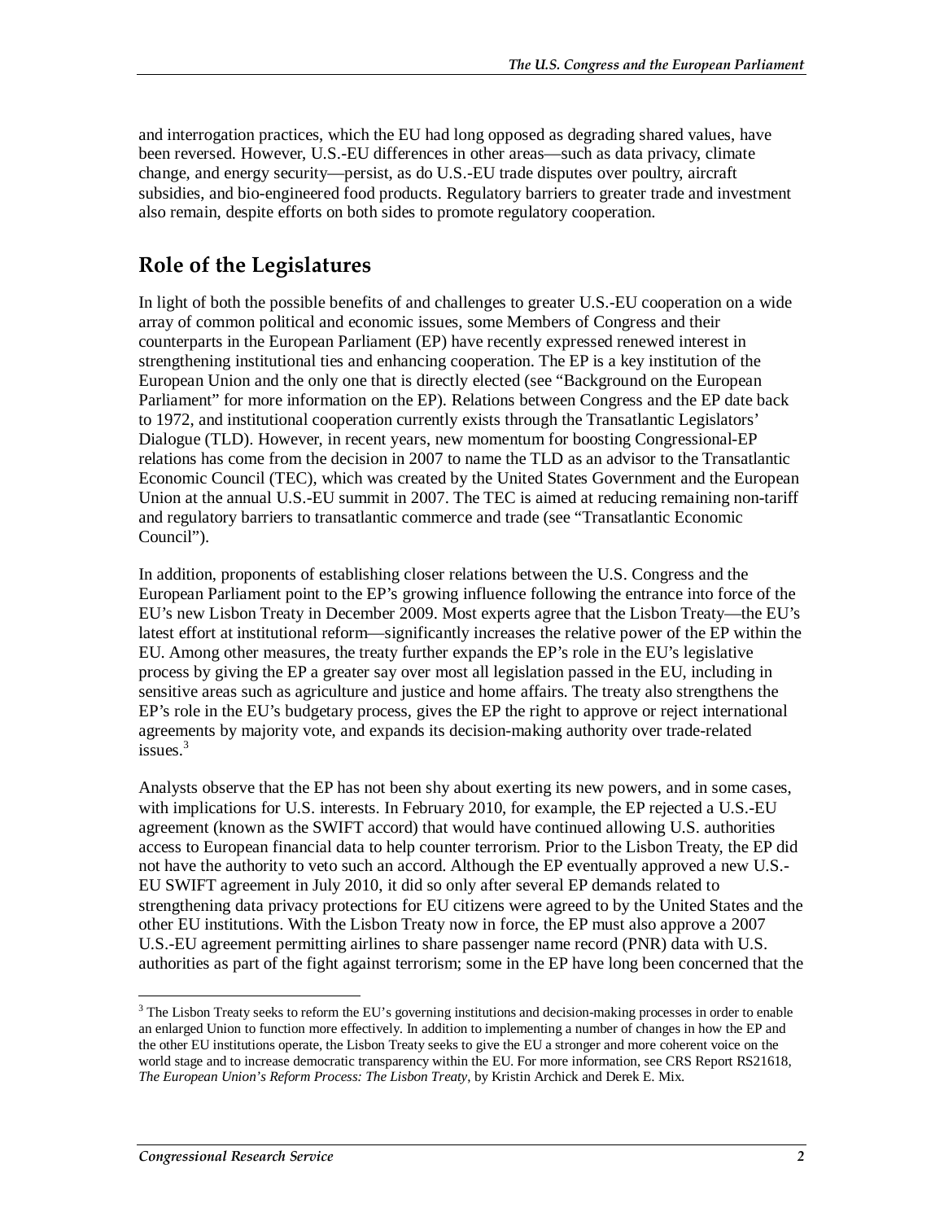and interrogation practices, which the EU had long opposed as degrading shared values, have been reversed. However, U.S.-EU differences in other areas—such as data privacy, climate change, and energy security—persist, as do U.S.-EU trade disputes over poultry, aircraft subsidies, and bio-engineered food products. Regulatory barriers to greater trade and investment also remain, despite efforts on both sides to promote regulatory cooperation.

## Role of the Legislatures

In light of both the possible benefits of and challenges to greater U.S.-EU cooperation on a wide array of common political and economic issues, some Members of Congress and their counterparts in the European Parliament (EP) have recently expressed renewed interest in strengthening institutional ties and enhancing cooperation. The EP is a key institution of the European Union and the only one that is directly elected (see "Background on the European Parliament" for more information on the EP). Relations between Congress and the EP date back to 1972, and institutional cooperation currently exists through the Transatlantic Legislators' Dialogue (TLD). However, in recent years, new momentum for boosting Congressional-EP relations has come from the decision in 2007 to name the TLD as an advisor to the Transatlantic Economic Council (TEC), which was created by the United States Government and the European Union at the annual U.S.-EU summit in 2007. The TEC is aimed at reducing remaining non-tariff and regulatory barriers to transatlantic commerce and trade (see "Transatlantic Economic Council").

In addition, proponents of establishing closer relations between the U.S. Congress and the European Parliament point to the EP's growing influence following the entrance into force of the EU's new Lisbon Treaty in December 2009. Most experts agree that the Lisbon Treaty—the EU's latest effort at institutional reform—significantly increases the relative power of the EP within the EU. Among other measures, the treaty further expands the EP's role in the EU's legislative process by giving the EP a greater say over most all legislation passed in the EU, including in sensitive areas such as agriculture and justice and home affairs. The treaty also strengthens the EP's role in the EU's budgetary process, gives the EP the right to approve or reject international agreements by majority vote, and expands its decision-making authority over trade-related issues.[3]

Analysts observe that the EP has not been shy about exerting its new powers, and in some cases, with implications for U.S. interests. In February 2010, for example, the EP rejected a U.S.-EU agreement (known as the SWIFT accord) that would have continued allowing U.S. authorities access to European financial data to help counter terrorism. Prior to the Lisbon Treaty, the EP did not have the authority to veto such an accord. Although the EP eventually approved a new U.S.-EU SWIFT agreement in July 2010, it did so only after several EP demands related to strengthening data privacy protections for EU citizens were agreed to by the United States and the other EU institutions. With the Lisbon Treaty now in force, the EP must also approve a 2007 U.S.-EU agreement permitting airlines to share passenger name record (PNR) data with U.S. authorities as part of the fight against terrorism; some in the EP have long been concerned that the

[3] The Lisbon Treaty seeks to reform the EU's governing institutions and decision-making processes in order to enable an enlarged Union to function more effectively. In addition to implementing a number of changes in how the EP and the other EU institutions operate, the Lisbon Treaty seeks to give the EU a stronger and more coherent voice on the world stage and to increase democratic transparency within the EU. For more information, see CRS Report RS21618, *The European Union's Reform Process: The Lisbon Treaty*, by Kristin Archick and Derek E. Mix.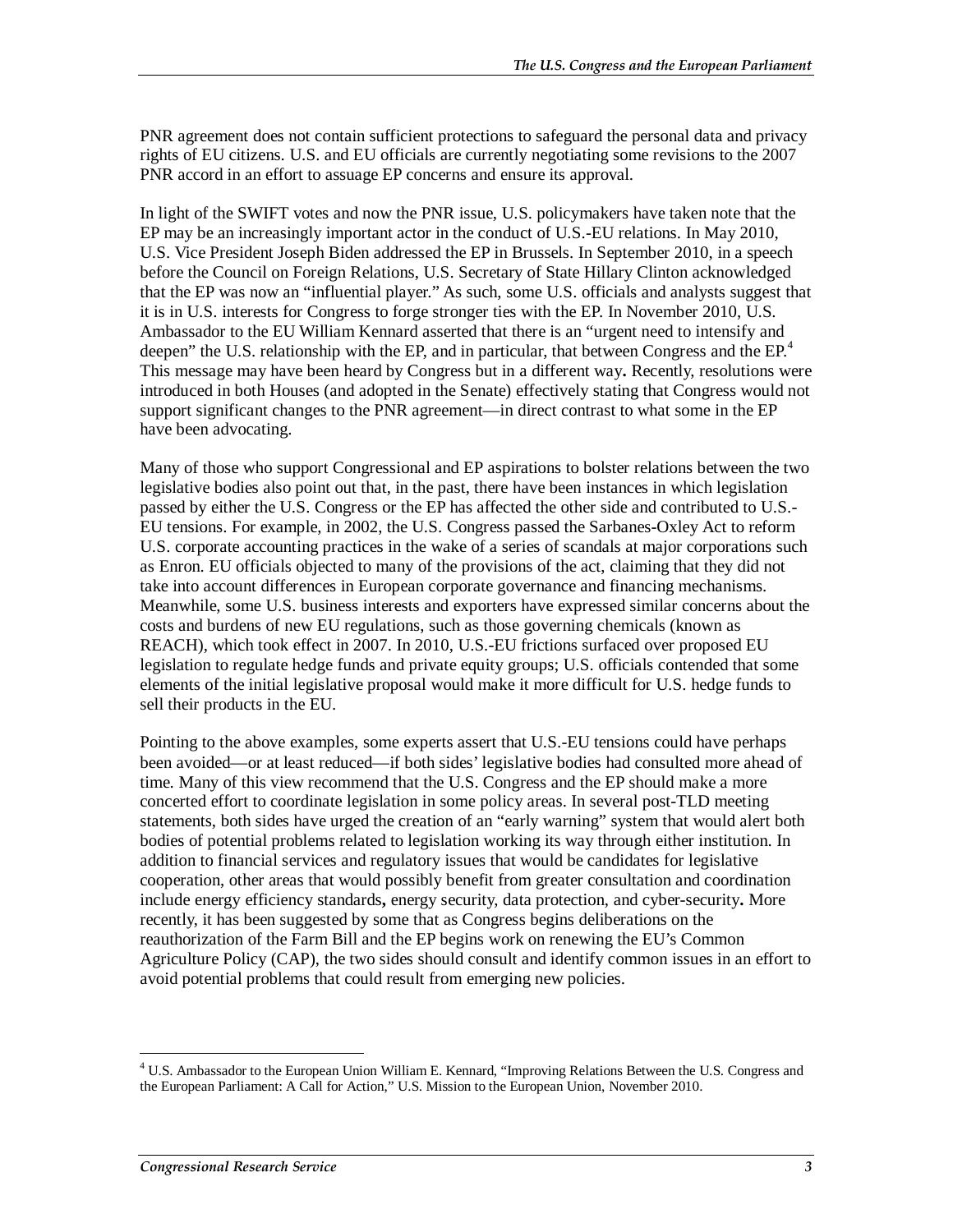PNR agreement does not contain sufficient protections to safeguard the personal data and privacy rights of EU citizens. U.S. and EU officials are currently negotiating some revisions to the 2007 PNR accord in an effort to assuage EP concerns and ensure its approval.

In light of the SWIFT votes and now the PNR issue, U.S. policymakers have taken note that the EP may be an increasingly important actor in the conduct of U.S.-EU relations. In May 2010, U.S. Vice President Joseph Biden addressed the EP in Brussels. In September 2010, in a speech before the Council on Foreign Relations, U.S. Secretary of State Hillary Clinton acknowledged that the EP was now an "influential player." As such, some U.S. officials and analysts suggest that it is in U.S. interests for Congress to forge stronger ties with the EP. In November 2010, U.S. Ambassador to the EU William Kennard asserted that there is an "urgent need to intensify and deepen" the U.S. relationship with the EP, and in particular, that between Congress and the EP.[4] This message may have been heard by Congress but in a different way**.** Recently, resolutions were introduced in both Houses (and adopted in the Senate) effectively stating that Congress would not support significant changes to the PNR agreement—in direct contrast to what some in the EP have been advocating.

Many of those who support Congressional and EP aspirations to bolster relations between the two legislative bodies also point out that, in the past, there have been instances in which legislation passed by either the U.S. Congress or the EP has affected the other side and contributed to U.S.-EU tensions. For example, in 2002, the U.S. Congress passed the Sarbanes-Oxley Act to reform U.S. corporate accounting practices in the wake of a series of scandals at major corporations such as Enron. EU officials objected to many of the provisions of the act, claiming that they did not take into account differences in European corporate governance and financing mechanisms. Meanwhile, some U.S. business interests and exporters have expressed similar concerns about the costs and burdens of new EU regulations, such as those governing chemicals (known as REACH), which took effect in 2007. In 2010, U.S.-EU frictions surfaced over proposed EU legislation to regulate hedge funds and private equity groups; U.S. officials contended that some elements of the initial legislative proposal would make it more difficult for U.S. hedge funds to sell their products in the EU.

Pointing to the above examples, some experts assert that U.S.-EU tensions could have perhaps been avoided—or at least reduced—if both sides' legislative bodies had consulted more ahead of time. Many of this view recommend that the U.S. Congress and the EP should make a more concerted effort to coordinate legislation in some policy areas. In several post-TLD meeting statements, both sides have urged the creation of an "early warning" system that would alert both bodies of potential problems related to legislation working its way through either institution. In addition to financial services and regulatory issues that would be candidates for legislative cooperation, other areas that would possibly benefit from greater consultation and coordination include energy efficiency standards**,** energy security, data protection, and cyber-security**.** More recently, it has been suggested by some that as Congress begins deliberations on the reauthorization of the Farm Bill and the EP begins work on renewing the EU's Common Agriculture Policy (CAP), the two sides should consult and identify common issues in an effort to avoid potential problems that could result from emerging new policies.

---

[4] U.S. Ambassador to the European Union William E. Kennard, "Improving Relations Between the U.S. Congress and the European Parliament: A Call for Action," U.S. Mission to the European Union, November 2010.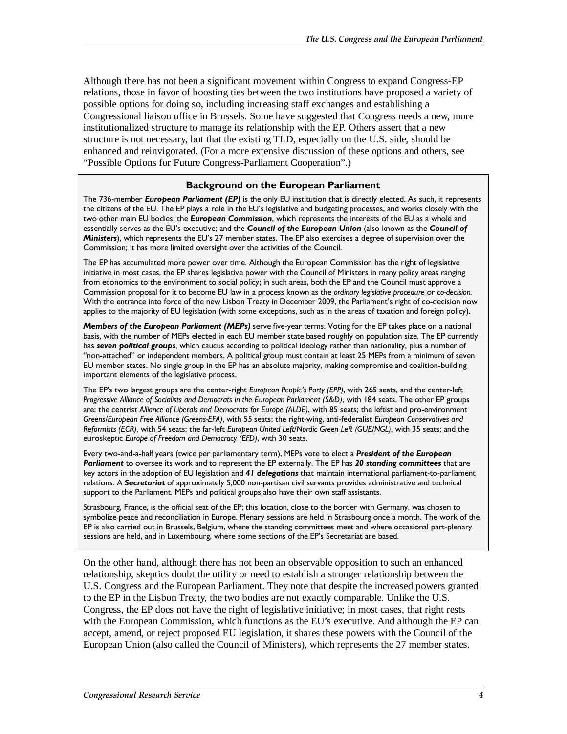Although there has not been a significant movement within Congress to expand Congress-EP relations, those in favor of boosting ties between the two institutions have proposed a variety of possible options for doing so, including increasing staff exchanges and establishing a Congressional liaison office in Brussels. Some have suggested that Congress needs a new, more institutionalized structure to manage its relationship with the EP. Others assert that a new structure is not necessary, but that the existing TLD, especially on the U.S. side, should be enhanced and reinvigorated. (For a more extensive discussion of these options and others, see "Possible Options for Future Congress-Parliament Cooperation".)

### Background on the European Parliament

The 736-member ***European Parliament (EP)*** is the only EU institution that is directly elected. As such, it represents the citizens of the EU. The EP plays a role in the EU's legislative and budgeting processes, and works closely with the two other main EU bodies: the ***European Commission***, which represents the interests of the EU as a whole and essentially serves as the EU's executive; and the ***Council of the European Union*** (also known as the ***Council of Ministers***), which represents the EU's 27 member states. The EP also exercises a degree of supervision over the Commission; it has more limited oversight over the activities of the Council.

The EP has accumulated more power over time. Although the European Commission has the right of legislative initiative in most cases, the EP shares legislative power with the Council of Ministers in many policy areas ranging from economics to the environment to social policy; in such areas, both the EP and the Council must approve a Commission proposal for it to become EU law in a process known as the *ordinary legislative procedure* or *co-decision.* With the entrance into force of the new Lisbon Treaty in December 2009, the Parliament's right of co-decision now applies to the majority of EU legislation (with some exceptions, such as in the areas of taxation and foreign policy).

***Members of the European Parliament (MEPs)*** serve five-year terms. Voting for the EP takes place on a national basis, with the number of MEPs elected in each EU member state based roughly on population size. The EP currently has ***seven political groups***, which caucus according to political ideology rather than nationality, plus a number of "non-attached" or independent members. A political group must contain at least 25 MEPs from a minimum of seven EU member states. No single group in the EP has an absolute majority, making compromise and coalition-building important elements of the legislative process.

The EP's two largest groups are the center-right *European People's Party (EPP)*, with 265 seats, and the center-left *Progressive Alliance of Socialists and Democrats in the European Parliament (S&D)*, with 184 seats. The other EP groups are: the centrist *Alliance of Liberals and Democrats for Europe (ALDE)*, with 85 seats; the leftist and pro-environment *Greens/European Free Alliance (Greens-EFA)*, with 55 seats; the right-wing, anti-federalist *European Conservatives and Reformists (ECR)*, with 54 seats; the far-left *European United Left/Nordic Green Left (GUE/NGL)*, with 35 seats; and the euroskeptic *Europe of Freedom and Democracy (EFD)*, with 30 seats.

Every two-and-a-half years (twice per parliamentary term), MEPs vote to elect a ***President of the European Parliament*** to oversee its work and to represent the EP externally. The EP has ***20 standing committees*** that are key actors in the adoption of EU legislation and ***41 delegations*** that maintain international parliament-to-parliament relations. A ***Secretariat*** of approximately 5,000 non-partisan civil servants provides administrative and technical support to the Parliament. MEPs and political groups also have their own staff assistants.

Strasbourg, France, is the official seat of the EP; this location, close to the border with Germany, was chosen to symbolize peace and reconciliation in Europe. Plenary sessions are held in Strasbourg once a month. The work of the EP is also carried out in Brussels, Belgium, where the standing committees meet and where occasional part-plenary sessions are held, and in Luxembourg, where some sections of the EP's Secretariat are based.

On the other hand, although there has not been an observable opposition to such an enhanced relationship, skeptics doubt the utility or need to establish a stronger relationship between the U.S. Congress and the European Parliament. They note that despite the increased powers granted to the EP in the Lisbon Treaty, the two bodies are not exactly comparable. Unlike the U.S. Congress, the EP does not have the right of legislative initiative; in most cases, that right rests with the European Commission, which functions as the EU's executive. And although the EP can accept, amend, or reject proposed EU legislation, it shares these powers with the Council of the European Union (also called the Council of Ministers), which represents the 27 member states.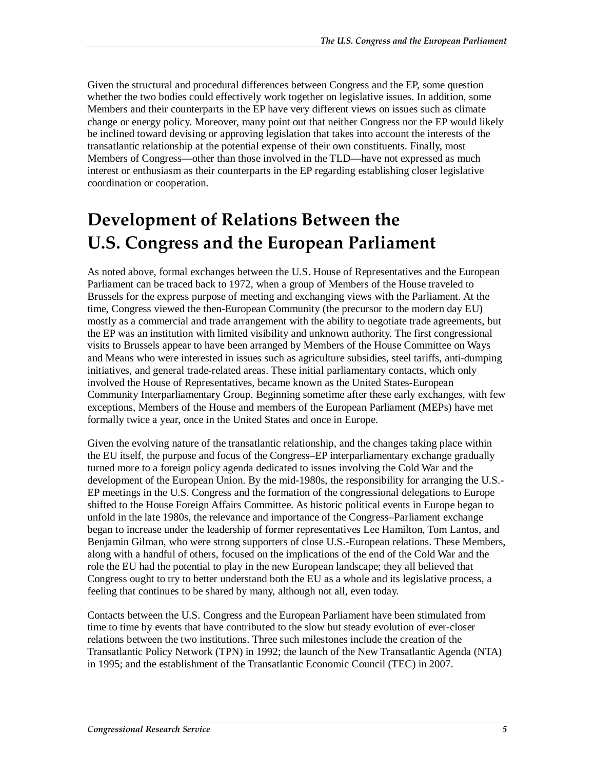Given the structural and procedural differences between Congress and the EP, some question whether the two bodies could effectively work together on legislative issues. In addition, some Members and their counterparts in the EP have very different views on issues such as climate change or energy policy. Moreover, many point out that neither Congress nor the EP would likely be inclined toward devising or approving legislation that takes into account the interests of the transatlantic relationship at the potential expense of their own constituents. Finally, most Members of Congress—other than those involved in the TLD—have not expressed as much interest or enthusiasm as their counterparts in the EP regarding establishing closer legislative coordination or cooperation.

# Development of Relations Between the U.S. Congress and the European Parliament

As noted above, formal exchanges between the U.S. House of Representatives and the European Parliament can be traced back to 1972, when a group of Members of the House traveled to Brussels for the express purpose of meeting and exchanging views with the Parliament. At the time, Congress viewed the then-European Community (the precursor to the modern day EU) mostly as a commercial and trade arrangement with the ability to negotiate trade agreements, but the EP was an institution with limited visibility and unknown authority. The first congressional visits to Brussels appear to have been arranged by Members of the House Committee on Ways and Means who were interested in issues such as agriculture subsidies, steel tariffs, anti-dumping initiatives, and general trade-related areas. These initial parliamentary contacts, which only involved the House of Representatives, became known as the United States-European Community Interparliamentary Group. Beginning sometime after these early exchanges, with few exceptions, Members of the House and members of the European Parliament (MEPs) have met formally twice a year, once in the United States and once in Europe.

Given the evolving nature of the transatlantic relationship, and the changes taking place within the EU itself, the purpose and focus of the Congress–EP interparliamentary exchange gradually turned more to a foreign policy agenda dedicated to issues involving the Cold War and the development of the European Union. By the mid-1980s, the responsibility for arranging the U.S.-EP meetings in the U.S. Congress and the formation of the congressional delegations to Europe shifted to the House Foreign Affairs Committee. As historic political events in Europe began to unfold in the late 1980s, the relevance and importance of the Congress–Parliament exchange began to increase under the leadership of former representatives Lee Hamilton, Tom Lantos, and Benjamin Gilman, who were strong supporters of close U.S.-European relations. These Members, along with a handful of others, focused on the implications of the end of the Cold War and the role the EU had the potential to play in the new European landscape; they all believed that Congress ought to try to better understand both the EU as a whole and its legislative process, a feeling that continues to be shared by many, although not all, even today.

Contacts between the U.S. Congress and the European Parliament have been stimulated from time to time by events that have contributed to the slow but steady evolution of ever-closer relations between the two institutions. Three such milestones include the creation of the Transatlantic Policy Network (TPN) in 1992; the launch of the New Transatlantic Agenda (NTA) in 1995; and the establishment of the Transatlantic Economic Council (TEC) in 2007.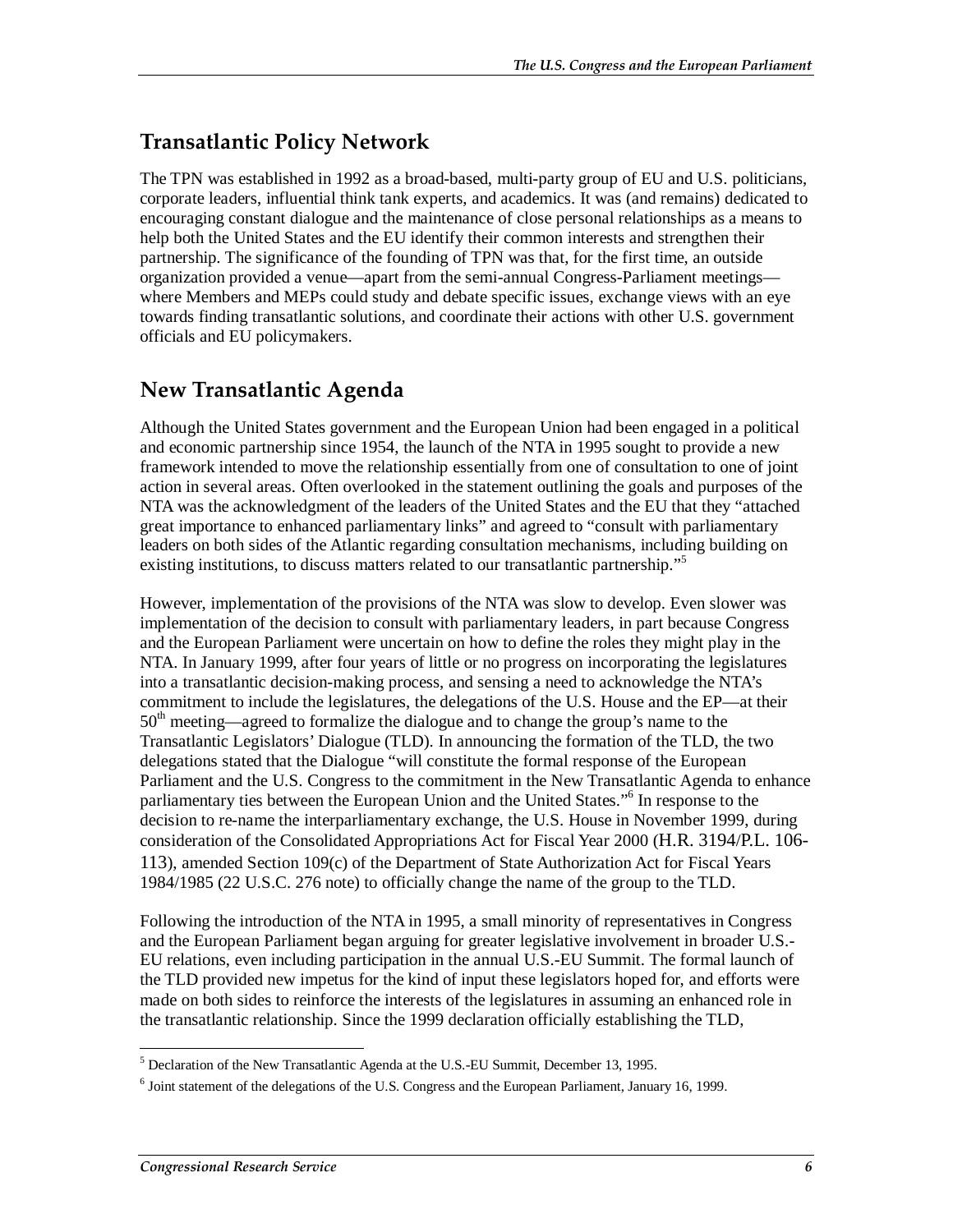## Transatlantic Policy Network

The TPN was established in 1992 as a broad-based, multi-party group of EU and U.S. politicians, corporate leaders, influential think tank experts, and academics. It was (and remains) dedicated to encouraging constant dialogue and the maintenance of close personal relationships as a means to help both the United States and the EU identify their common interests and strengthen their partnership. The significance of the founding of TPN was that, for the first time, an outside organization provided a venue—apart from the semi-annual Congress-Parliament meetings—where Members and MEPs could study and debate specific issues, exchange views with an eye towards finding transatlantic solutions, and coordinate their actions with other U.S. government officials and EU policymakers.

## New Transatlantic Agenda

Although the United States government and the European Union had been engaged in a political and economic partnership since 1954, the launch of the NTA in 1995 sought to provide a new framework intended to move the relationship essentially from one of consultation to one of joint action in several areas. Often overlooked in the statement outlining the goals and purposes of the NTA was the acknowledgment of the leaders of the United States and the EU that they "attached great importance to enhanced parliamentary links" and agreed to "consult with parliamentary leaders on both sides of the Atlantic regarding consultation mechanisms, including building on existing institutions, to discuss matters related to our transatlantic partnership."[5]

However, implementation of the provisions of the NTA was slow to develop. Even slower was implementation of the decision to consult with parliamentary leaders, in part because Congress and the European Parliament were uncertain on how to define the roles they might play in the NTA. In January 1999, after four years of little or no progress on incorporating the legislatures into a transatlantic decision-making process, and sensing a need to acknowledge the NTA's commitment to include the legislatures, the delegations of the U.S. House and the EP—at their 50th meeting—agreed to formalize the dialogue and to change the group's name to the Transatlantic Legislators' Dialogue (TLD). In announcing the formation of the TLD, the two delegations stated that the Dialogue "will constitute the formal response of the European Parliament and the U.S. Congress to the commitment in the New Transatlantic Agenda to enhance parliamentary ties between the European Union and the United States."[6] In response to the decision to re-name the interparliamentary exchange, the U.S. House in November 1999, during consideration of the Consolidated Appropriations Act for Fiscal Year 2000 (H.R. 3194/P.L. 106-113), amended Section 109(c) of the Department of State Authorization Act for Fiscal Years 1984/1985 (22 U.S.C. 276 note) to officially change the name of the group to the TLD.

Following the introduction of the NTA in 1995, a small minority of representatives in Congress and the European Parliament began arguing for greater legislative involvement in broader U.S.-EU relations, even including participation in the annual U.S.-EU Summit. The formal launch of the TLD provided new impetus for the kind of input these legislators hoped for, and efforts were made on both sides to reinforce the interests of the legislatures in assuming an enhanced role in the transatlantic relationship. Since the 1999 declaration officially establishing the TLD,

---

[5] Declaration of the New Transatlantic Agenda at the U.S.-EU Summit, December 13, 1995.

[6] Joint statement of the delegations of the U.S. Congress and the European Parliament, January 16, 1999.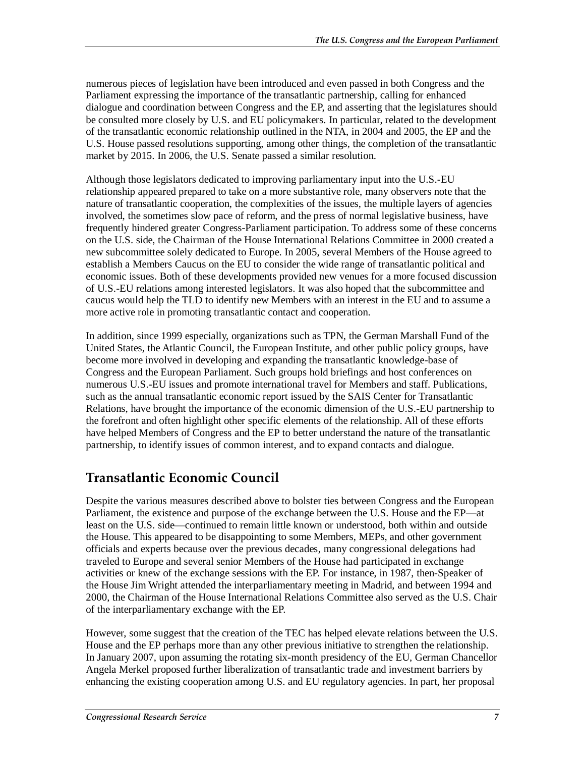numerous pieces of legislation have been introduced and even passed in both Congress and the Parliament expressing the importance of the transatlantic partnership, calling for enhanced dialogue and coordination between Congress and the EP, and asserting that the legislatures should be consulted more closely by U.S. and EU policymakers. In particular, related to the development of the transatlantic economic relationship outlined in the NTA, in 2004 and 2005, the EP and the U.S. House passed resolutions supporting, among other things, the completion of the transatlantic market by 2015. In 2006, the U.S. Senate passed a similar resolution.

Although those legislators dedicated to improving parliamentary input into the U.S.-EU relationship appeared prepared to take on a more substantive role, many observers note that the nature of transatlantic cooperation, the complexities of the issues, the multiple layers of agencies involved, the sometimes slow pace of reform, and the press of normal legislative business, have frequently hindered greater Congress-Parliament participation. To address some of these concerns on the U.S. side, the Chairman of the House International Relations Committee in 2000 created a new subcommittee solely dedicated to Europe. In 2005, several Members of the House agreed to establish a Members Caucus on the EU to consider the wide range of transatlantic political and economic issues. Both of these developments provided new venues for a more focused discussion of U.S.-EU relations among interested legislators. It was also hoped that the subcommittee and caucus would help the TLD to identify new Members with an interest in the EU and to assume a more active role in promoting transatlantic contact and cooperation.

In addition, since 1999 especially, organizations such as TPN, the German Marshall Fund of the United States, the Atlantic Council, the European Institute, and other public policy groups, have become more involved in developing and expanding the transatlantic knowledge-base of Congress and the European Parliament. Such groups hold briefings and host conferences on numerous U.S.-EU issues and promote international travel for Members and staff. Publications, such as the annual transatlantic economic report issued by the SAIS Center for Transatlantic Relations, have brought the importance of the economic dimension of the U.S.-EU partnership to the forefront and often highlight other specific elements of the relationship. All of these efforts have helped Members of Congress and the EP to better understand the nature of the transatlantic partnership, to identify issues of common interest, and to expand contacts and dialogue.

## Transatlantic Economic Council

Despite the various measures described above to bolster ties between Congress and the European Parliament, the existence and purpose of the exchange between the U.S. House and the EP—at least on the U.S. side—continued to remain little known or understood, both within and outside the House. This appeared to be disappointing to some Members, MEPs, and other government officials and experts because over the previous decades, many congressional delegations had traveled to Europe and several senior Members of the House had participated in exchange activities or knew of the exchange sessions with the EP. For instance, in 1987, then-Speaker of the House Jim Wright attended the interparliamentary meeting in Madrid, and between 1994 and 2000, the Chairman of the House International Relations Committee also served as the U.S. Chair of the interparliamentary exchange with the EP.

However, some suggest that the creation of the TEC has helped elevate relations between the U.S. House and the EP perhaps more than any other previous initiative to strengthen the relationship. In January 2007, upon assuming the rotating six-month presidency of the EU, German Chancellor Angela Merkel proposed further liberalization of transatlantic trade and investment barriers by enhancing the existing cooperation among U.S. and EU regulatory agencies. In part, her proposal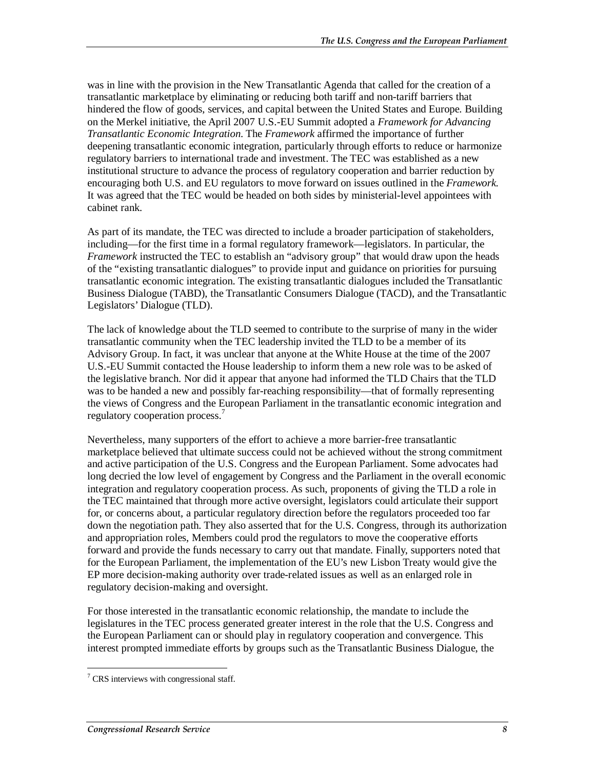was in line with the provision in the New Transatlantic Agenda that called for the creation of a transatlantic marketplace by eliminating or reducing both tariff and non-tariff barriers that hindered the flow of goods, services, and capital between the United States and Europe. Building on the Merkel initiative, the April 2007 U.S.-EU Summit adopted a *Framework for Advancing Transatlantic Economic Integration*. The *Framework* affirmed the importance of further deepening transatlantic economic integration, particularly through efforts to reduce or harmonize regulatory barriers to international trade and investment. The TEC was established as a new institutional structure to advance the process of regulatory cooperation and barrier reduction by encouraging both U.S. and EU regulators to move forward on issues outlined in the *Framework*. It was agreed that the TEC would be headed on both sides by ministerial-level appointees with cabinet rank.

As part of its mandate, the TEC was directed to include a broader participation of stakeholders, including—for the first time in a formal regulatory framework—legislators. In particular, the *Framework* instructed the TEC to establish an "advisory group" that would draw upon the heads of the "existing transatlantic dialogues" to provide input and guidance on priorities for pursuing transatlantic economic integration. The existing transatlantic dialogues included the Transatlantic Business Dialogue (TABD), the Transatlantic Consumers Dialogue (TACD), and the Transatlantic Legislators' Dialogue (TLD).

The lack of knowledge about the TLD seemed to contribute to the surprise of many in the wider transatlantic community when the TEC leadership invited the TLD to be a member of its Advisory Group. In fact, it was unclear that anyone at the White House at the time of the 2007 U.S.-EU Summit contacted the House leadership to inform them a new role was to be asked of the legislative branch. Nor did it appear that anyone had informed the TLD Chairs that the TLD was to be handed a new and possibly far-reaching responsibility—that of formally representing the views of Congress and the European Parliament in the transatlantic economic integration and regulatory cooperation process.[7]

Nevertheless, many supporters of the effort to achieve a more barrier-free transatlantic marketplace believed that ultimate success could not be achieved without the strong commitment and active participation of the U.S. Congress and the European Parliament. Some advocates had long decried the low level of engagement by Congress and the Parliament in the overall economic integration and regulatory cooperation process. As such, proponents of giving the TLD a role in the TEC maintained that through more active oversight, legislators could articulate their support for, or concerns about, a particular regulatory direction before the regulators proceeded too far down the negotiation path. They also asserted that for the U.S. Congress, through its authorization and appropriation roles, Members could prod the regulators to move the cooperative efforts forward and provide the funds necessary to carry out that mandate. Finally, supporters noted that for the European Parliament, the implementation of the EU's new Lisbon Treaty would give the EP more decision-making authority over trade-related issues as well as an enlarged role in regulatory decision-making and oversight.

For those interested in the transatlantic economic relationship, the mandate to include the legislatures in the TEC process generated greater interest in the role that the U.S. Congress and the European Parliament can or should play in regulatory cooperation and convergence. This interest prompted immediate efforts by groups such as the Transatlantic Business Dialogue, the

[7] CRS interviews with congressional staff.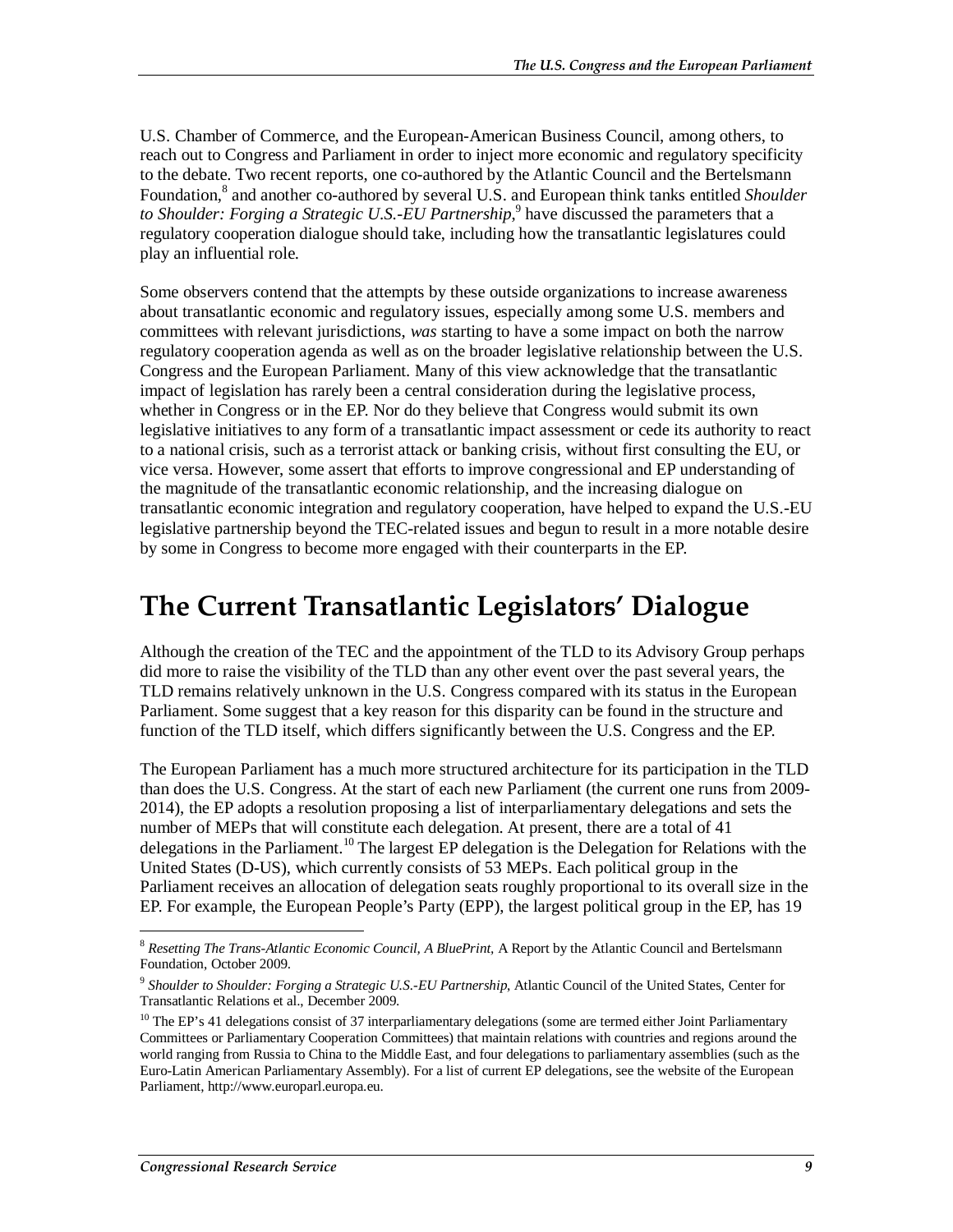U.S. Chamber of Commerce, and the European-American Business Council, among others, to reach out to Congress and Parliament in order to inject more economic and regulatory specificity to the debate. Two recent reports, one co-authored by the Atlantic Council and the Bertelsmann Foundation,[8] and another co-authored by several U.S. and European think tanks entitled *Shoulder to Shoulder: Forging a Strategic U.S.-EU Partnership*,[9] have discussed the parameters that a regulatory cooperation dialogue should take, including how the transatlantic legislatures could play an influential role.

Some observers contend that the attempts by these outside organizations to increase awareness about transatlantic economic and regulatory issues, especially among some U.S. members and committees with relevant jurisdictions, *was* starting to have a some impact on both the narrow regulatory cooperation agenda as well as on the broader legislative relationship between the U.S. Congress and the European Parliament. Many of this view acknowledge that the transatlantic impact of legislation has rarely been a central consideration during the legislative process, whether in Congress or in the EP. Nor do they believe that Congress would submit its own legislative initiatives to any form of a transatlantic impact assessment or cede its authority to react to a national crisis, such as a terrorist attack or banking crisis, without first consulting the EU, or vice versa. However, some assert that efforts to improve congressional and EP understanding of the magnitude of the transatlantic economic relationship, and the increasing dialogue on transatlantic economic integration and regulatory cooperation, have helped to expand the U.S.-EU legislative partnership beyond the TEC-related issues and begun to result in a more notable desire by some in Congress to become more engaged with their counterparts in the EP.

# The Current Transatlantic Legislators' Dialogue

Although the creation of the TEC and the appointment of the TLD to its Advisory Group perhaps did more to raise the visibility of the TLD than any other event over the past several years, the TLD remains relatively unknown in the U.S. Congress compared with its status in the European Parliament. Some suggest that a key reason for this disparity can be found in the structure and function of the TLD itself, which differs significantly between the U.S. Congress and the EP.

The European Parliament has a much more structured architecture for its participation in the TLD than does the U.S. Congress. At the start of each new Parliament (the current one runs from 2009-2014), the EP adopts a resolution proposing a list of interparliamentary delegations and sets the number of MEPs that will constitute each delegation. At present, there are a total of 41 delegations in the Parliament.[10] The largest EP delegation is the Delegation for Relations with the United States (D-US), which currently consists of 53 MEPs. Each political group in the Parliament receives an allocation of delegation seats roughly proportional to its overall size in the EP. For example, the European People's Party (EPP), the largest political group in the EP, has 19

---

[8] *Resetting The Trans-Atlantic Economic Council, A BluePrint*, A Report by the Atlantic Council and Bertelsmann Foundation, October 2009.

[9] *Shoulder to Shoulder: Forging a Strategic U.S.-EU Partnership*, Atlantic Council of the United States, Center for Transatlantic Relations et al., December 2009.

[10] The EP's 41 delegations consist of 37 interparliamentary delegations (some are termed either Joint Parliamentary Committees or Parliamentary Cooperation Committees) that maintain relations with countries and regions around the world ranging from Russia to China to the Middle East, and four delegations to parliamentary assemblies (such as the Euro-Latin American Parliamentary Assembly). For a list of current EP delegations, see the website of the European Parliament, http://www.europarl.europa.eu.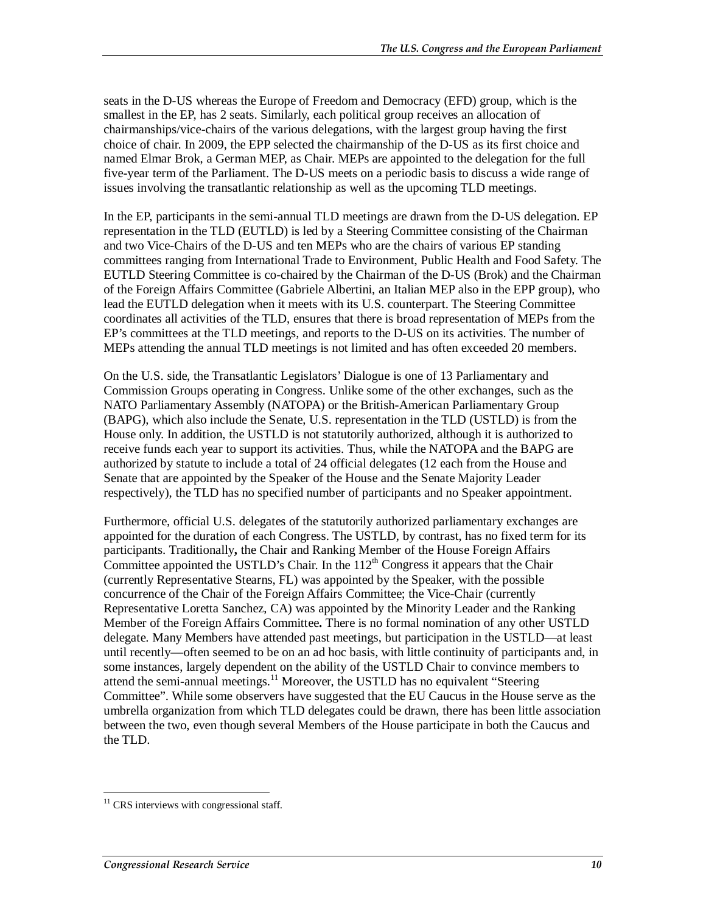seats in the D-US whereas the Europe of Freedom and Democracy (EFD) group, which is the smallest in the EP, has 2 seats. Similarly, each political group receives an allocation of chairmanships/vice-chairs of the various delegations, with the largest group having the first choice of chair. In 2009, the EPP selected the chairmanship of the D-US as its first choice and named Elmar Brok, a German MEP, as Chair. MEPs are appointed to the delegation for the full five-year term of the Parliament. The D-US meets on a periodic basis to discuss a wide range of issues involving the transatlantic relationship as well as the upcoming TLD meetings.

In the EP, participants in the semi-annual TLD meetings are drawn from the D-US delegation. EP representation in the TLD (EUTLD) is led by a Steering Committee consisting of the Chairman and two Vice-Chairs of the D-US and ten MEPs who are the chairs of various EP standing committees ranging from International Trade to Environment, Public Health and Food Safety. The EUTLD Steering Committee is co-chaired by the Chairman of the D-US (Brok) and the Chairman of the Foreign Affairs Committee (Gabriele Albertini, an Italian MEP also in the EPP group), who lead the EUTLD delegation when it meets with its U.S. counterpart. The Steering Committee coordinates all activities of the TLD, ensures that there is broad representation of MEPs from the EP's committees at the TLD meetings, and reports to the D-US on its activities. The number of MEPs attending the annual TLD meetings is not limited and has often exceeded 20 members.

On the U.S. side, the Transatlantic Legislators' Dialogue is one of 13 Parliamentary and Commission Groups operating in Congress. Unlike some of the other exchanges, such as the NATO Parliamentary Assembly (NATOPA) or the British-American Parliamentary Group (BAPG), which also include the Senate, U.S. representation in the TLD (USTLD) is from the House only. In addition, the USTLD is not statutorily authorized, although it is authorized to receive funds each year to support its activities. Thus, while the NATOPA and the BAPG are authorized by statute to include a total of 24 official delegates (12 each from the House and Senate that are appointed by the Speaker of the House and the Senate Majority Leader respectively), the TLD has no specified number of participants and no Speaker appointment.

Furthermore, official U.S. delegates of the statutorily authorized parliamentary exchanges are appointed for the duration of each Congress. The USTLD, by contrast, has no fixed term for its participants. Traditionally**,** the Chair and Ranking Member of the House Foreign Affairs Committee appointed the USTLD's Chair. In the 112th Congress it appears that the Chair (currently Representative Stearns, FL) was appointed by the Speaker, with the possible concurrence of the Chair of the Foreign Affairs Committee; the Vice-Chair (currently Representative Loretta Sanchez, CA) was appointed by the Minority Leader and the Ranking Member of the Foreign Affairs Committee**.** There is no formal nomination of any other USTLD delegate. Many Members have attended past meetings, but participation in the USTLD—at least until recently—often seemed to be on an ad hoc basis, with little continuity of participants and, in some instances, largely dependent on the ability of the USTLD Chair to convince members to attend the semi-annual meetings.[11] Moreover, the USTLD has no equivalent "Steering Committee". While some observers have suggested that the EU Caucus in the House serve as the umbrella organization from which TLD delegates could be drawn, there has been little association between the two, even though several Members of the House participate in both the Caucus and the TLD.

[11] CRS interviews with congressional staff.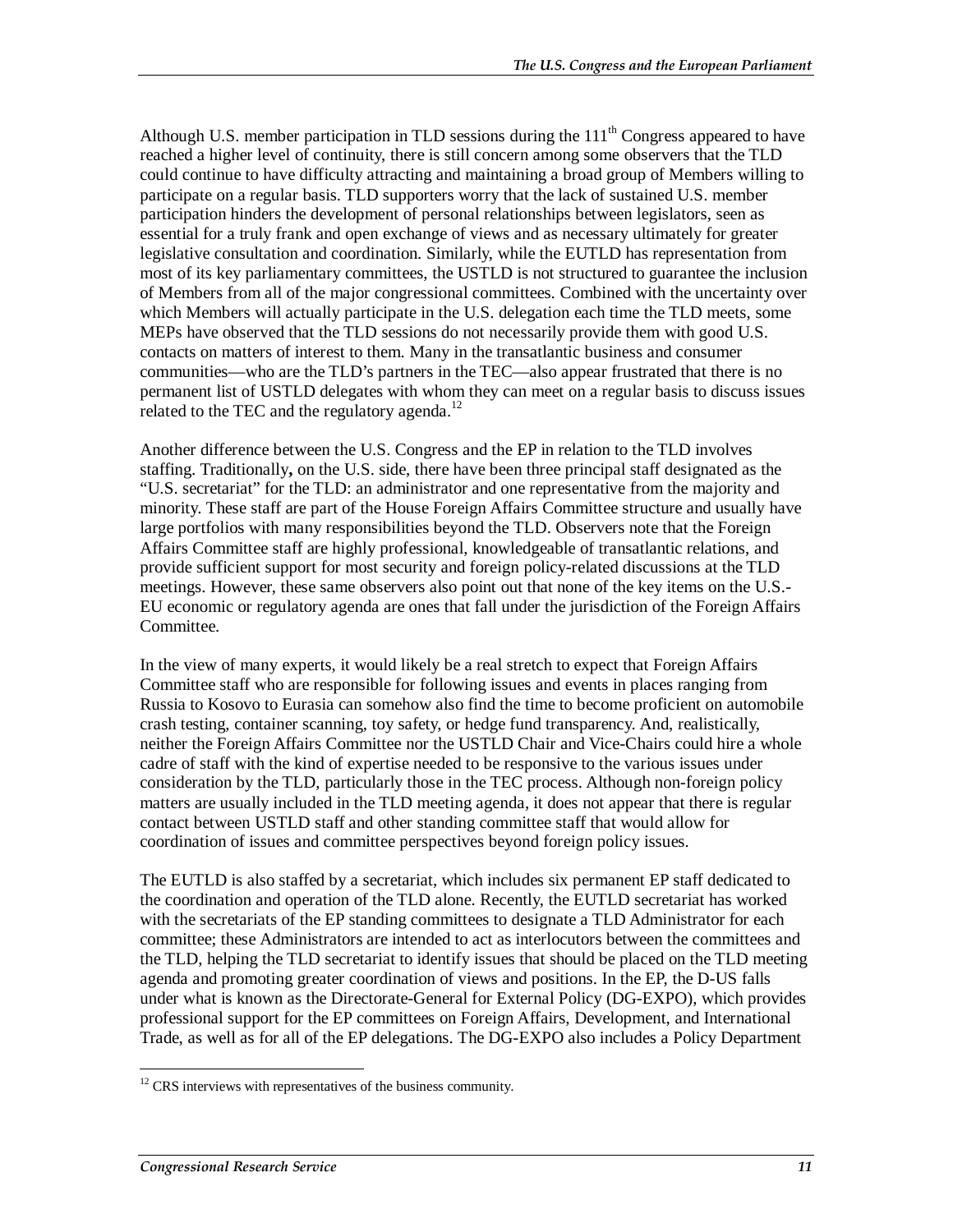Although U.S. member participation in TLD sessions during the 111th Congress appeared to have reached a higher level of continuity, there is still concern among some observers that the TLD could continue to have difficulty attracting and maintaining a broad group of Members willing to participate on a regular basis. TLD supporters worry that the lack of sustained U.S. member participation hinders the development of personal relationships between legislators, seen as essential for a truly frank and open exchange of views and as necessary ultimately for greater legislative consultation and coordination. Similarly, while the EUTLD has representation from most of its key parliamentary committees, the USTLD is not structured to guarantee the inclusion of Members from all of the major congressional committees. Combined with the uncertainty over which Members will actually participate in the U.S. delegation each time the TLD meets, some MEPs have observed that the TLD sessions do not necessarily provide them with good U.S. contacts on matters of interest to them. Many in the transatlantic business and consumer communities—who are the TLD's partners in the TEC—also appear frustrated that there is no permanent list of USTLD delegates with whom they can meet on a regular basis to discuss issues related to the TEC and the regulatory agenda.[12]

Another difference between the U.S. Congress and the EP in relation to the TLD involves staffing. Traditionally**,** on the U.S. side, there have been three principal staff designated as the "U.S. secretariat" for the TLD: an administrator and one representative from the majority and minority. These staff are part of the House Foreign Affairs Committee structure and usually have large portfolios with many responsibilities beyond the TLD. Observers note that the Foreign Affairs Committee staff are highly professional, knowledgeable of transatlantic relations, and provide sufficient support for most security and foreign policy-related discussions at the TLD meetings. However, these same observers also point out that none of the key items on the U.S.-EU economic or regulatory agenda are ones that fall under the jurisdiction of the Foreign Affairs Committee.

In the view of many experts, it would likely be a real stretch to expect that Foreign Affairs Committee staff who are responsible for following issues and events in places ranging from Russia to Kosovo to Eurasia can somehow also find the time to become proficient on automobile crash testing, container scanning, toy safety, or hedge fund transparency. And, realistically, neither the Foreign Affairs Committee nor the USTLD Chair and Vice-Chairs could hire a whole cadre of staff with the kind of expertise needed to be responsive to the various issues under consideration by the TLD, particularly those in the TEC process. Although non-foreign policy matters are usually included in the TLD meeting agenda, it does not appear that there is regular contact between USTLD staff and other standing committee staff that would allow for coordination of issues and committee perspectives beyond foreign policy issues.

The EUTLD is also staffed by a secretariat, which includes six permanent EP staff dedicated to the coordination and operation of the TLD alone. Recently, the EUTLD secretariat has worked with the secretariats of the EP standing committees to designate a TLD Administrator for each committee; these Administrators are intended to act as interlocutors between the committees and the TLD, helping the TLD secretariat to identify issues that should be placed on the TLD meeting agenda and promoting greater coordination of views and positions. In the EP, the D-US falls under what is known as the Directorate-General for External Policy (DG-EXPO), which provides professional support for the EP committees on Foreign Affairs, Development, and International Trade, as well as for all of the EP delegations. The DG-EXPO also includes a Policy Department

[12] CRS interviews with representatives of the business community.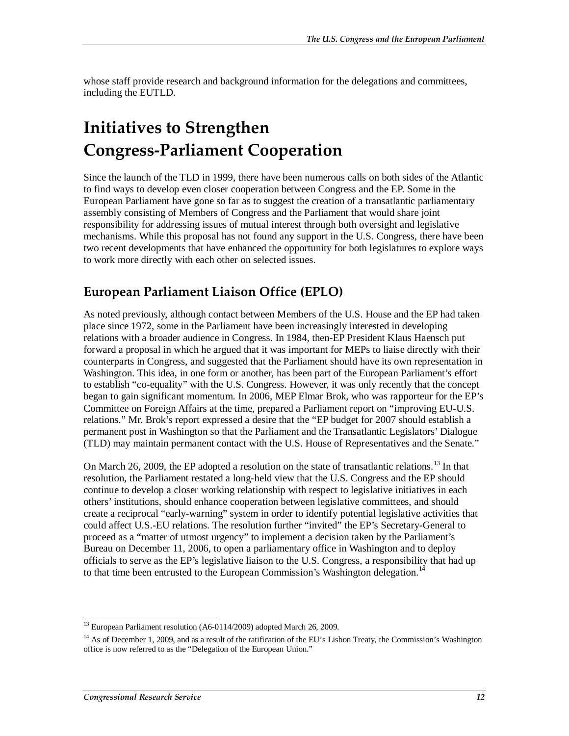whose staff provide research and background information for the delegations and committees, including the EUTLD.

# Initiatives to Strengthen Congress-Parliament Cooperation

Since the launch of the TLD in 1999, there have been numerous calls on both sides of the Atlantic to find ways to develop even closer cooperation between Congress and the EP. Some in the European Parliament have gone so far as to suggest the creation of a transatlantic parliamentary assembly consisting of Members of Congress and the Parliament that would share joint responsibility for addressing issues of mutual interest through both oversight and legislative mechanisms. While this proposal has not found any support in the U.S. Congress, there have been two recent developments that have enhanced the opportunity for both legislatures to explore ways to work more directly with each other on selected issues.

## European Parliament Liaison Office (EPLO)

As noted previously, although contact between Members of the U.S. House and the EP had taken place since 1972, some in the Parliament have been increasingly interested in developing relations with a broader audience in Congress. In 1984, then-EP President Klaus Haensch put forward a proposal in which he argued that it was important for MEPs to liaise directly with their counterparts in Congress, and suggested that the Parliament should have its own representation in Washington. This idea, in one form or another, has been part of the European Parliament's effort to establish "co-equality" with the U.S. Congress. However, it was only recently that the concept began to gain significant momentum. In 2006, MEP Elmar Brok, who was rapporteur for the EP's Committee on Foreign Affairs at the time, prepared a Parliament report on "improving EU-U.S. relations." Mr. Brok's report expressed a desire that the "EP budget for 2007 should establish a permanent post in Washington so that the Parliament and the Transatlantic Legislators' Dialogue (TLD) may maintain permanent contact with the U.S. House of Representatives and the Senate."

On March 26, 2009, the EP adopted a resolution on the state of transatlantic relations.[13] In that resolution, the Parliament restated a long-held view that the U.S. Congress and the EP should continue to develop a closer working relationship with respect to legislative initiatives in each others' institutions, should enhance cooperation between legislative committees, and should create a reciprocal "early-warning" system in order to identify potential legislative activities that could affect U.S.-EU relations. The resolution further "invited" the EP's Secretary-General to proceed as a "matter of utmost urgency" to implement a decision taken by the Parliament's Bureau on December 11, 2006, to open a parliamentary office in Washington and to deploy officials to serve as the EP's legislative liaison to the U.S. Congress, a responsibility that had up to that time been entrusted to the European Commission's Washington delegation.[14]

---

[13] European Parliament resolution (A6-0114/2009) adopted March 26, 2009.

[14] As of December 1, 2009, and as a result of the ratification of the EU's Lisbon Treaty, the Commission's Washington office is now referred to as the "Delegation of the European Union."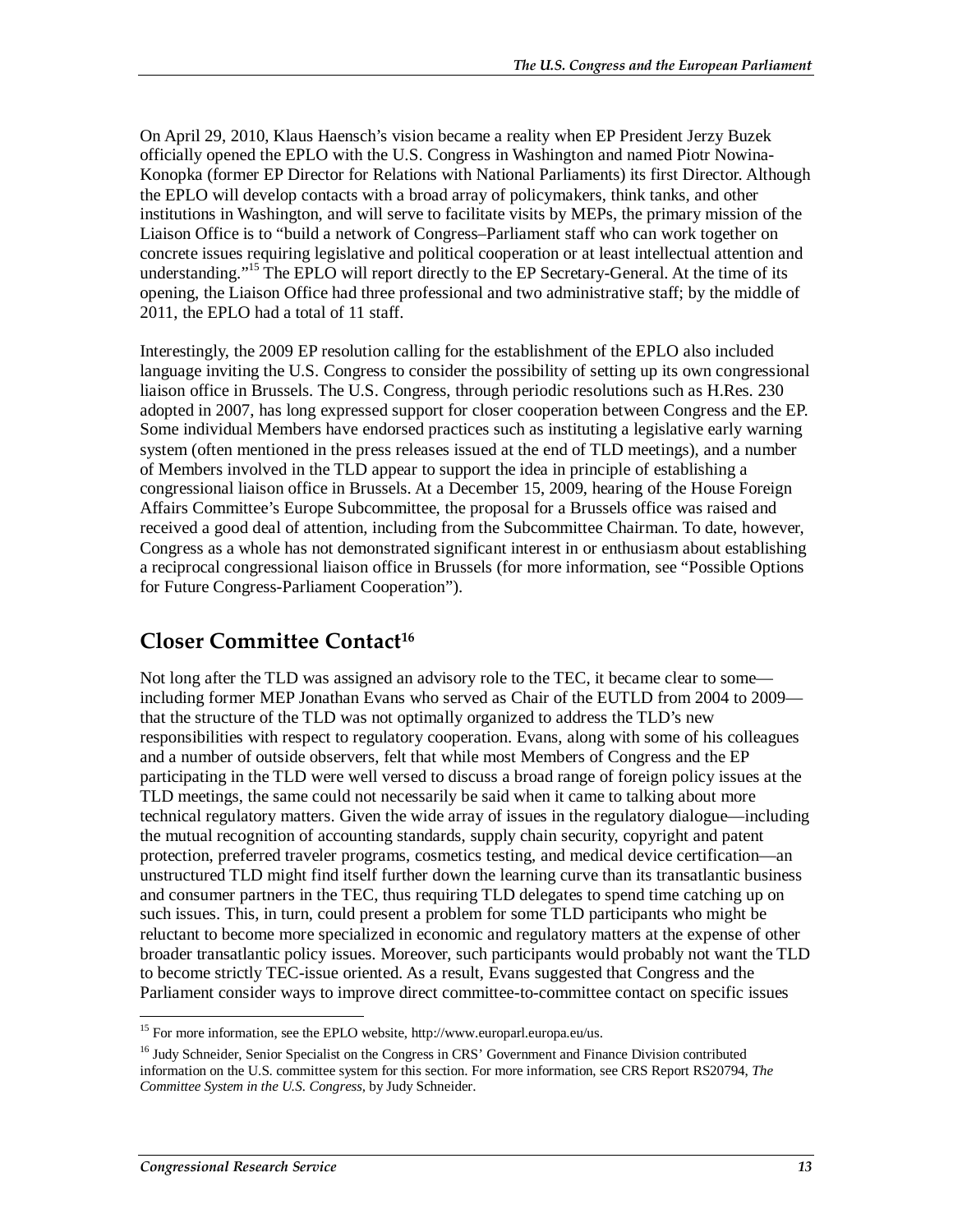On April 29, 2010, Klaus Haensch's vision became a reality when EP President Jerzy Buzek officially opened the EPLO with the U.S. Congress in Washington and named Piotr Nowina-Konopka (former EP Director for Relations with National Parliaments) its first Director. Although the EPLO will develop contacts with a broad array of policymakers, think tanks, and other institutions in Washington, and will serve to facilitate visits by MEPs, the primary mission of the Liaison Office is to "build a network of Congress–Parliament staff who can work together on concrete issues requiring legislative and political cooperation or at least intellectual attention and understanding."[15] The EPLO will report directly to the EP Secretary-General. At the time of its opening, the Liaison Office had three professional and two administrative staff; by the middle of 2011, the EPLO had a total of 11 staff.

Interestingly, the 2009 EP resolution calling for the establishment of the EPLO also included language inviting the U.S. Congress to consider the possibility of setting up its own congressional liaison office in Brussels. The U.S. Congress, through periodic resolutions such as H.Res. 230 adopted in 2007, has long expressed support for closer cooperation between Congress and the EP. Some individual Members have endorsed practices such as instituting a legislative early warning system (often mentioned in the press releases issued at the end of TLD meetings), and a number of Members involved in the TLD appear to support the idea in principle of establishing a congressional liaison office in Brussels. At a December 15, 2009, hearing of the House Foreign Affairs Committee's Europe Subcommittee, the proposal for a Brussels office was raised and received a good deal of attention, including from the Subcommittee Chairman. To date, however, Congress as a whole has not demonstrated significant interest in or enthusiasm about establishing a reciprocal congressional liaison office in Brussels (for more information, see "Possible Options for Future Congress-Parliament Cooperation").

## Closer Committee Contact[16]

Not long after the TLD was assigned an advisory role to the TEC, it became clear to some—including former MEP Jonathan Evans who served as Chair of the EUTLD from 2004 to 2009—that the structure of the TLD was not optimally organized to address the TLD's new responsibilities with respect to regulatory cooperation. Evans, along with some of his colleagues and a number of outside observers, felt that while most Members of Congress and the EP participating in the TLD were well versed to discuss a broad range of foreign policy issues at the TLD meetings, the same could not necessarily be said when it came to talking about more technical regulatory matters. Given the wide array of issues in the regulatory dialogue—including the mutual recognition of accounting standards, supply chain security, copyright and patent protection, preferred traveler programs, cosmetics testing, and medical device certification—an unstructured TLD might find itself further down the learning curve than its transatlantic business and consumer partners in the TEC, thus requiring TLD delegates to spend time catching up on such issues. This, in turn, could present a problem for some TLD participants who might be reluctant to become more specialized in economic and regulatory matters at the expense of other broader transatlantic policy issues. Moreover, such participants would probably not want the TLD to become strictly TEC-issue oriented. As a result, Evans suggested that Congress and the Parliament consider ways to improve direct committee-to-committee contact on specific issues

---

[15] For more information, see the EPLO website, http://www.europarl.europa.eu/us.

[16] Judy Schneider, Senior Specialist on the Congress in CRS' Government and Finance Division contributed information on the U.S. committee system for this section. For more information, see CRS Report RS20794, *The Committee System in the U.S. Congress*, by Judy Schneider.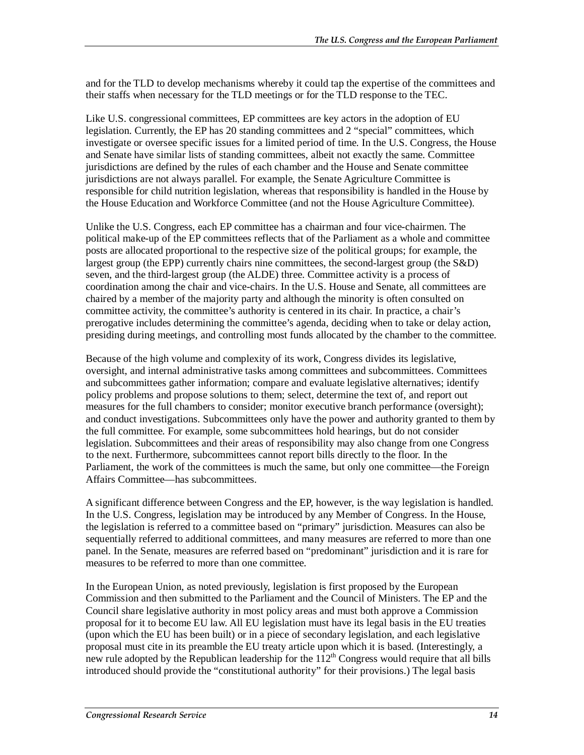and for the TLD to develop mechanisms whereby it could tap the expertise of the committees and their staffs when necessary for the TLD meetings or for the TLD response to the TEC.

Like U.S. congressional committees, EP committees are key actors in the adoption of EU legislation. Currently, the EP has 20 standing committees and 2 "special" committees, which investigate or oversee specific issues for a limited period of time. In the U.S. Congress, the House and Senate have similar lists of standing committees, albeit not exactly the same. Committee jurisdictions are defined by the rules of each chamber and the House and Senate committee jurisdictions are not always parallel. For example, the Senate Agriculture Committee is responsible for child nutrition legislation, whereas that responsibility is handled in the House by the House Education and Workforce Committee (and not the House Agriculture Committee).

Unlike the U.S. Congress, each EP committee has a chairman and four vice-chairmen. The political make-up of the EP committees reflects that of the Parliament as a whole and committee posts are allocated proportional to the respective size of the political groups; for example, the largest group (the EPP) currently chairs nine committees, the second-largest group (the S&D) seven, and the third-largest group (the ALDE) three. Committee activity is a process of coordination among the chair and vice-chairs. In the U.S. House and Senate, all committees are chaired by a member of the majority party and although the minority is often consulted on committee activity, the committee's authority is centered in its chair. In practice, a chair's prerogative includes determining the committee's agenda, deciding when to take or delay action, presiding during meetings, and controlling most funds allocated by the chamber to the committee.

Because of the high volume and complexity of its work, Congress divides its legislative, oversight, and internal administrative tasks among committees and subcommittees. Committees and subcommittees gather information; compare and evaluate legislative alternatives; identify policy problems and propose solutions to them; select, determine the text of, and report out measures for the full chambers to consider; monitor executive branch performance (oversight); and conduct investigations. Subcommittees only have the power and authority granted to them by the full committee. For example, some subcommittees hold hearings, but do not consider legislation. Subcommittees and their areas of responsibility may also change from one Congress to the next. Furthermore, subcommittees cannot report bills directly to the floor. In the Parliament, the work of the committees is much the same, but only one committee—the Foreign Affairs Committee—has subcommittees.

A significant difference between Congress and the EP, however, is the way legislation is handled. In the U.S. Congress, legislation may be introduced by any Member of Congress. In the House, the legislation is referred to a committee based on "primary" jurisdiction. Measures can also be sequentially referred to additional committees, and many measures are referred to more than one panel. In the Senate, measures are referred based on "predominant" jurisdiction and it is rare for measures to be referred to more than one committee.

In the European Union, as noted previously, legislation is first proposed by the European Commission and then submitted to the Parliament and the Council of Ministers. The EP and the Council share legislative authority in most policy areas and must both approve a Commission proposal for it to become EU law. All EU legislation must have its legal basis in the EU treaties (upon which the EU has been built) or in a piece of secondary legislation, and each legislative proposal must cite in its preamble the EU treaty article upon which it is based. (Interestingly, a new rule adopted by the Republican leadership for the 112th Congress would require that all bills introduced should provide the "constitutional authority" for their provisions.) The legal basis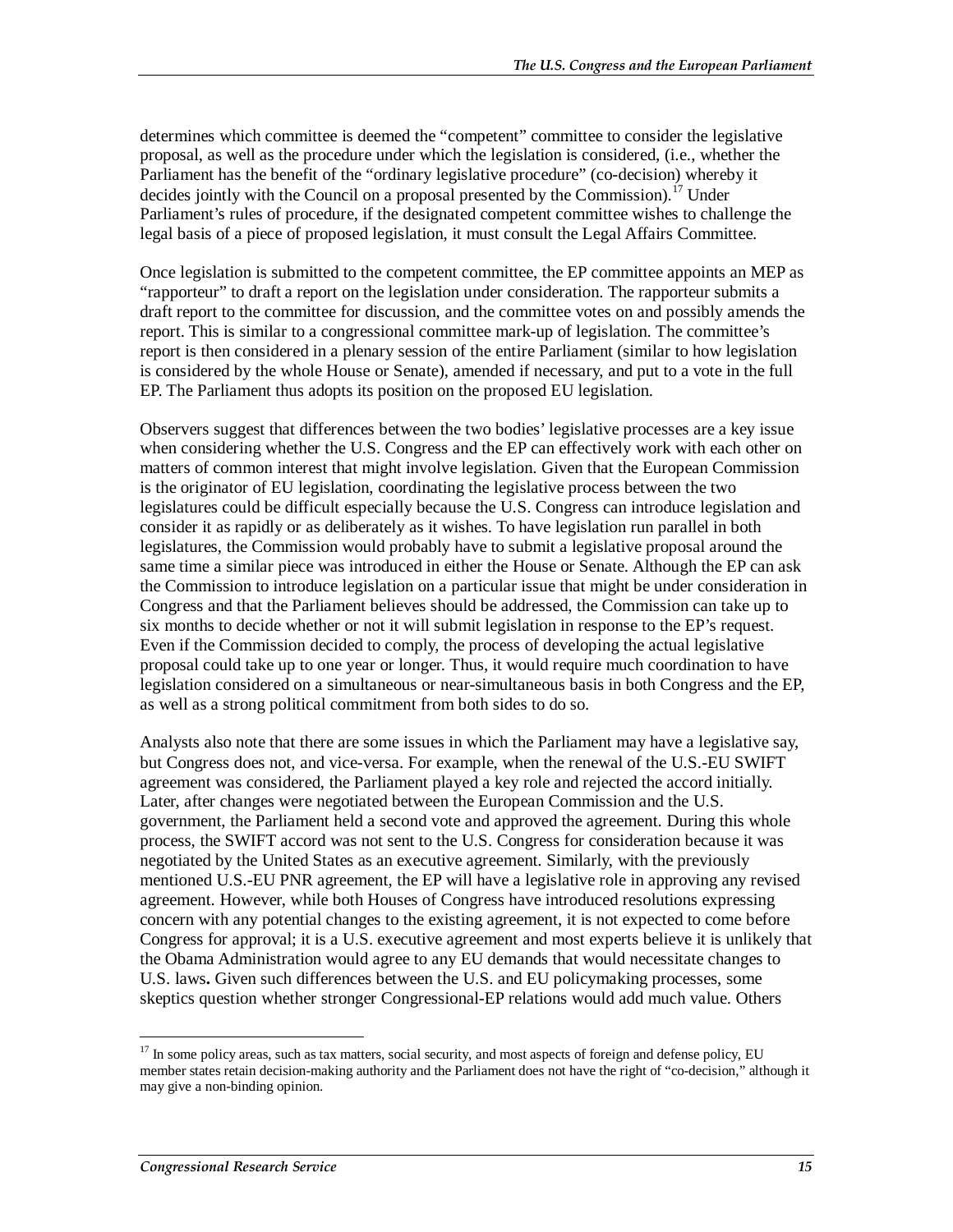determines which committee is deemed the "competent" committee to consider the legislative proposal, as well as the procedure under which the legislation is considered, (i.e., whether the Parliament has the benefit of the "ordinary legislative procedure" (co-decision) whereby it decides jointly with the Council on a proposal presented by the Commission).[17] Under Parliament's rules of procedure, if the designated competent committee wishes to challenge the legal basis of a piece of proposed legislation, it must consult the Legal Affairs Committee.

Once legislation is submitted to the competent committee, the EP committee appoints an MEP as "rapporteur" to draft a report on the legislation under consideration. The rapporteur submits a draft report to the committee for discussion, and the committee votes on and possibly amends the report. This is similar to a congressional committee mark-up of legislation. The committee's report is then considered in a plenary session of the entire Parliament (similar to how legislation is considered by the whole House or Senate), amended if necessary, and put to a vote in the full EP. The Parliament thus adopts its position on the proposed EU legislation.

Observers suggest that differences between the two bodies' legislative processes are a key issue when considering whether the U.S. Congress and the EP can effectively work with each other on matters of common interest that might involve legislation. Given that the European Commission is the originator of EU legislation, coordinating the legislative process between the two legislatures could be difficult especially because the U.S. Congress can introduce legislation and consider it as rapidly or as deliberately as it wishes. To have legislation run parallel in both legislatures, the Commission would probably have to submit a legislative proposal around the same time a similar piece was introduced in either the House or Senate. Although the EP can ask the Commission to introduce legislation on a particular issue that might be under consideration in Congress and that the Parliament believes should be addressed, the Commission can take up to six months to decide whether or not it will submit legislation in response to the EP's request. Even if the Commission decided to comply, the process of developing the actual legislative proposal could take up to one year or longer. Thus, it would require much coordination to have legislation considered on a simultaneous or near-simultaneous basis in both Congress and the EP, as well as a strong political commitment from both sides to do so.

Analysts also note that there are some issues in which the Parliament may have a legislative say, but Congress does not, and vice-versa. For example, when the renewal of the U.S.-EU SWIFT agreement was considered, the Parliament played a key role and rejected the accord initially. Later, after changes were negotiated between the European Commission and the U.S. government, the Parliament held a second vote and approved the agreement. During this whole process, the SWIFT accord was not sent to the U.S. Congress for consideration because it was negotiated by the United States as an executive agreement. Similarly, with the previously mentioned U.S.-EU PNR agreement, the EP will have a legislative role in approving any revised agreement. However, while both Houses of Congress have introduced resolutions expressing concern with any potential changes to the existing agreement, it is not expected to come before Congress for approval; it is a U.S. executive agreement and most experts believe it is unlikely that the Obama Administration would agree to any EU demands that would necessitate changes to U.S. laws**.** Given such differences between the U.S. and EU policymaking processes, some skeptics question whether stronger Congressional-EP relations would add much value. Others

[17] In some policy areas, such as tax matters, social security, and most aspects of foreign and defense policy, EU member states retain decision-making authority and the Parliament does not have the right of "co-decision," although it may give a non-binding opinion.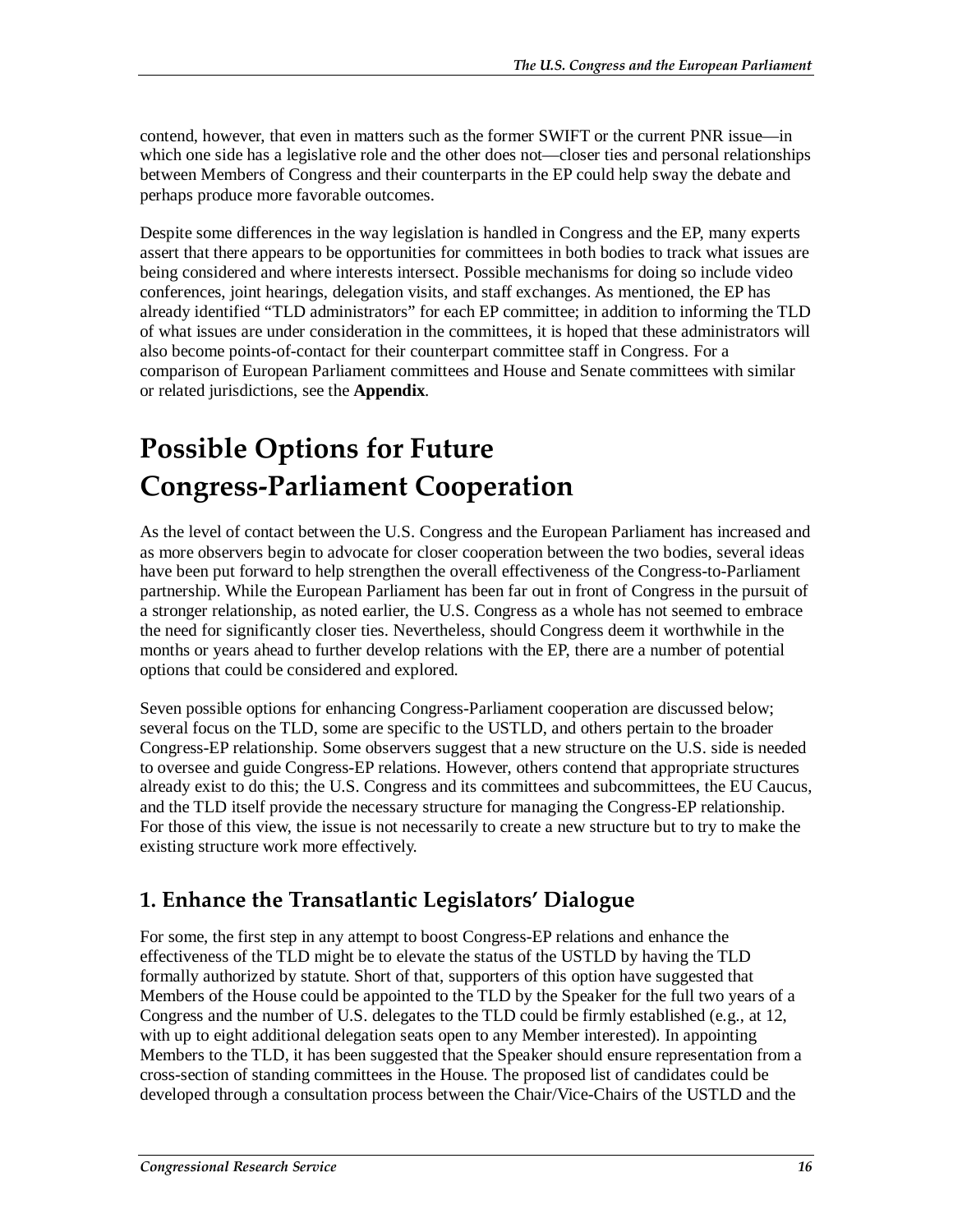contend, however, that even in matters such as the former SWIFT or the current PNR issue—in which one side has a legislative role and the other does not—closer ties and personal relationships between Members of Congress and their counterparts in the EP could help sway the debate and perhaps produce more favorable outcomes.

Despite some differences in the way legislation is handled in Congress and the EP, many experts assert that there appears to be opportunities for committees in both bodies to track what issues are being considered and where interests intersect. Possible mechanisms for doing so include video conferences, joint hearings, delegation visits, and staff exchanges. As mentioned, the EP has already identified "TLD administrators" for each EP committee; in addition to informing the TLD of what issues are under consideration in the committees, it is hoped that these administrators will also become points-of-contact for their counterpart committee staff in Congress. For a comparison of European Parliament committees and House and Senate committees with similar or related jurisdictions, see the **Appendix**.

# Possible Options for Future Congress-Parliament Cooperation

As the level of contact between the U.S. Congress and the European Parliament has increased and as more observers begin to advocate for closer cooperation between the two bodies, several ideas have been put forward to help strengthen the overall effectiveness of the Congress-to-Parliament partnership. While the European Parliament has been far out in front of Congress in the pursuit of a stronger relationship, as noted earlier, the U.S. Congress as a whole has not seemed to embrace the need for significantly closer ties. Nevertheless, should Congress deem it worthwhile in the months or years ahead to further develop relations with the EP, there are a number of potential options that could be considered and explored.

Seven possible options for enhancing Congress-Parliament cooperation are discussed below; several focus on the TLD, some are specific to the USTLD, and others pertain to the broader Congress-EP relationship. Some observers suggest that a new structure on the U.S. side is needed to oversee and guide Congress-EP relations. However, others contend that appropriate structures already exist to do this; the U.S. Congress and its committees and subcommittees, the EU Caucus, and the TLD itself provide the necessary structure for managing the Congress-EP relationship. For those of this view, the issue is not necessarily to create a new structure but to try to make the existing structure work more effectively.

## 1. Enhance the Transatlantic Legislators' Dialogue

For some, the first step in any attempt to boost Congress-EP relations and enhance the effectiveness of the TLD might be to elevate the status of the USTLD by having the TLD formally authorized by statute. Short of that, supporters of this option have suggested that Members of the House could be appointed to the TLD by the Speaker for the full two years of a Congress and the number of U.S. delegates to the TLD could be firmly established (e.g., at 12, with up to eight additional delegation seats open to any Member interested). In appointing Members to the TLD, it has been suggested that the Speaker should ensure representation from a cross-section of standing committees in the House. The proposed list of candidates could be developed through a consultation process between the Chair/Vice-Chairs of the USTLD and the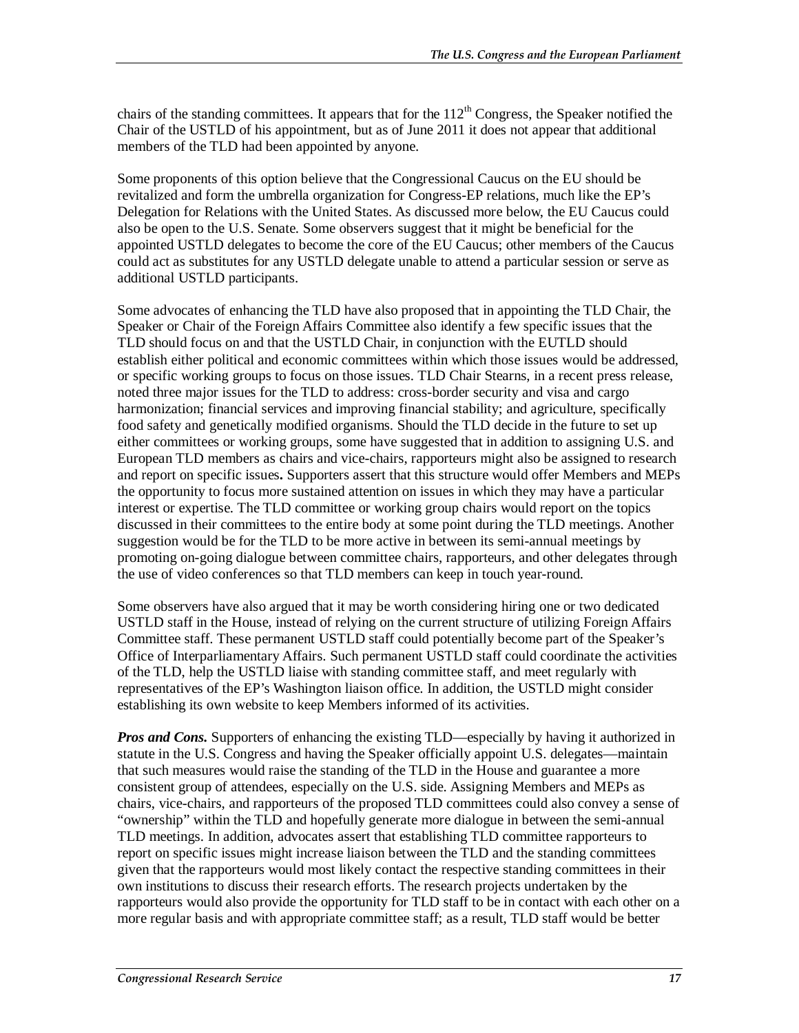chairs of the standing committees. It appears that for the 112th Congress, the Speaker notified the Chair of the USTLD of his appointment, but as of June 2011 it does not appear that additional members of the TLD had been appointed by anyone.

Some proponents of this option believe that the Congressional Caucus on the EU should be revitalized and form the umbrella organization for Congress-EP relations, much like the EP's Delegation for Relations with the United States. As discussed more below, the EU Caucus could also be open to the U.S. Senate. Some observers suggest that it might be beneficial for the appointed USTLD delegates to become the core of the EU Caucus; other members of the Caucus could act as substitutes for any USTLD delegate unable to attend a particular session or serve as additional USTLD participants.

Some advocates of enhancing the TLD have also proposed that in appointing the TLD Chair, the Speaker or Chair of the Foreign Affairs Committee also identify a few specific issues that the TLD should focus on and that the USTLD Chair, in conjunction with the EUTLD should establish either political and economic committees within which those issues would be addressed, or specific working groups to focus on those issues. TLD Chair Stearns, in a recent press release, noted three major issues for the TLD to address: cross-border security and visa and cargo harmonization; financial services and improving financial stability; and agriculture, specifically food safety and genetically modified organisms. Should the TLD decide in the future to set up either committees or working groups, some have suggested that in addition to assigning U.S. and European TLD members as chairs and vice-chairs, rapporteurs might also be assigned to research and report on specific issues**.** Supporters assert that this structure would offer Members and MEPs the opportunity to focus more sustained attention on issues in which they may have a particular interest or expertise. The TLD committee or working group chairs would report on the topics discussed in their committees to the entire body at some point during the TLD meetings. Another suggestion would be for the TLD to be more active in between its semi-annual meetings by promoting on-going dialogue between committee chairs, rapporteurs, and other delegates through the use of video conferences so that TLD members can keep in touch year-round.

Some observers have also argued that it may be worth considering hiring one or two dedicated USTLD staff in the House, instead of relying on the current structure of utilizing Foreign Affairs Committee staff. These permanent USTLD staff could potentially become part of the Speaker's Office of Interparliamentary Affairs. Such permanent USTLD staff could coordinate the activities of the TLD, help the USTLD liaise with standing committee staff, and meet regularly with representatives of the EP's Washington liaison office. In addition, the USTLD might consider establishing its own website to keep Members informed of its activities.

***Pros and Cons.*** Supporters of enhancing the existing TLD—especially by having it authorized in statute in the U.S. Congress and having the Speaker officially appoint U.S. delegates—maintain that such measures would raise the standing of the TLD in the House and guarantee a more consistent group of attendees, especially on the U.S. side. Assigning Members and MEPs as chairs, vice-chairs, and rapporteurs of the proposed TLD committees could also convey a sense of "ownership" within the TLD and hopefully generate more dialogue in between the semi-annual TLD meetings. In addition, advocates assert that establishing TLD committee rapporteurs to report on specific issues might increase liaison between the TLD and the standing committees given that the rapporteurs would most likely contact the respective standing committees in their own institutions to discuss their research efforts. The research projects undertaken by the rapporteurs would also provide the opportunity for TLD staff to be in contact with each other on a more regular basis and with appropriate committee staff; as a result, TLD staff would be better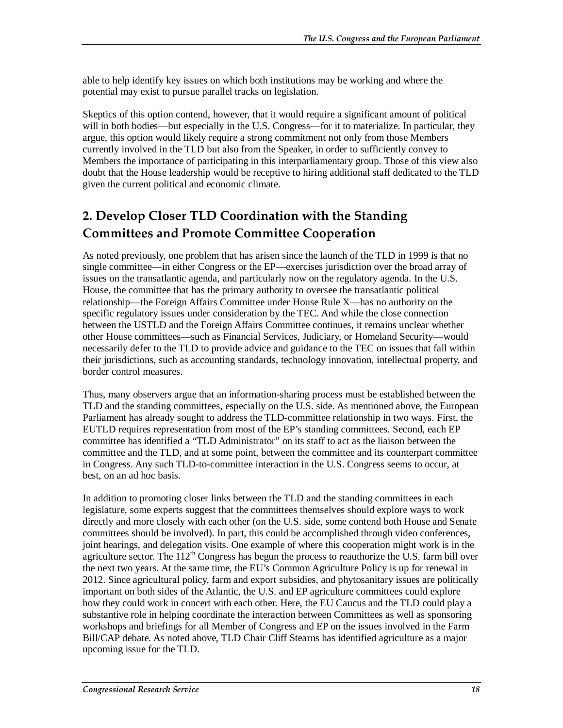able to help identify key issues on which both institutions may be working and where the potential may exist to pursue parallel tracks on legislation.

Skeptics of this option contend, however, that it would require a significant amount of political will in both bodies—but especially in the U.S. Congress—for it to materialize. In particular, they argue, this option would likely require a strong commitment not only from those Members currently involved in the TLD but also from the Speaker, in order to sufficiently convey to Members the importance of participating in this interparliamentary group. Those of this view also doubt that the House leadership would be receptive to hiring additional staff dedicated to the TLD given the current political and economic climate.

## 2. Develop Closer TLD Coordination with the Standing Committees and Promote Committee Cooperation

As noted previously, one problem that has arisen since the launch of the TLD in 1999 is that no single committee—in either Congress or the EP—exercises jurisdiction over the broad array of issues on the transatlantic agenda, and particularly now on the regulatory agenda. In the U.S. House, the committee that has the primary authority to oversee the transatlantic political relationship—the Foreign Affairs Committee under House Rule X—has no authority on the specific regulatory issues under consideration by the TEC. And while the close connection between the USTLD and the Foreign Affairs Committee continues, it remains unclear whether other House committees—such as Financial Services, Judiciary, or Homeland Security—would necessarily defer to the TLD to provide advice and guidance to the TEC on issues that fall within their jurisdictions, such as accounting standards, technology innovation, intellectual property, and border control measures.

Thus, many observers argue that an information-sharing process must be established between the TLD and the standing committees, especially on the U.S. side. As mentioned above, the European Parliament has already sought to address the TLD-committee relationship in two ways. First, the EUTLD requires representation from most of the EP's standing committees. Second, each EP committee has identified a "TLD Administrator" on its staff to act as the liaison between the committee and the TLD, and at some point, between the committee and its counterpart committee in Congress. Any such TLD-to-committee interaction in the U.S. Congress seems to occur, at best, on an ad hoc basis.

In addition to promoting closer links between the TLD and the standing committees in each legislature, some experts suggest that the committees themselves should explore ways to work directly and more closely with each other (on the U.S. side, some contend both House and Senate committees should be involved). In part, this could be accomplished through video conferences, joint hearings, and delegation visits. One example of where this cooperation might work is in the agriculture sector. The 112th Congress has begun the process to reauthorize the U.S. farm bill over the next two years. At the same time, the EU's Common Agriculture Policy is up for renewal in 2012. Since agricultural policy, farm and export subsidies, and phytosanitary issues are politically important on both sides of the Atlantic, the U.S. and EP agriculture committees could explore how they could work in concert with each other. Here, the EU Caucus and the TLD could play a substantive role in helping coordinate the interaction between Committees as well as sponsoring workshops and briefings for all Member of Congress and EP on the issues involved in the Farm Bill/CAP debate. As noted above, TLD Chair Cliff Stearns has identified agriculture as a major upcoming issue for the TLD.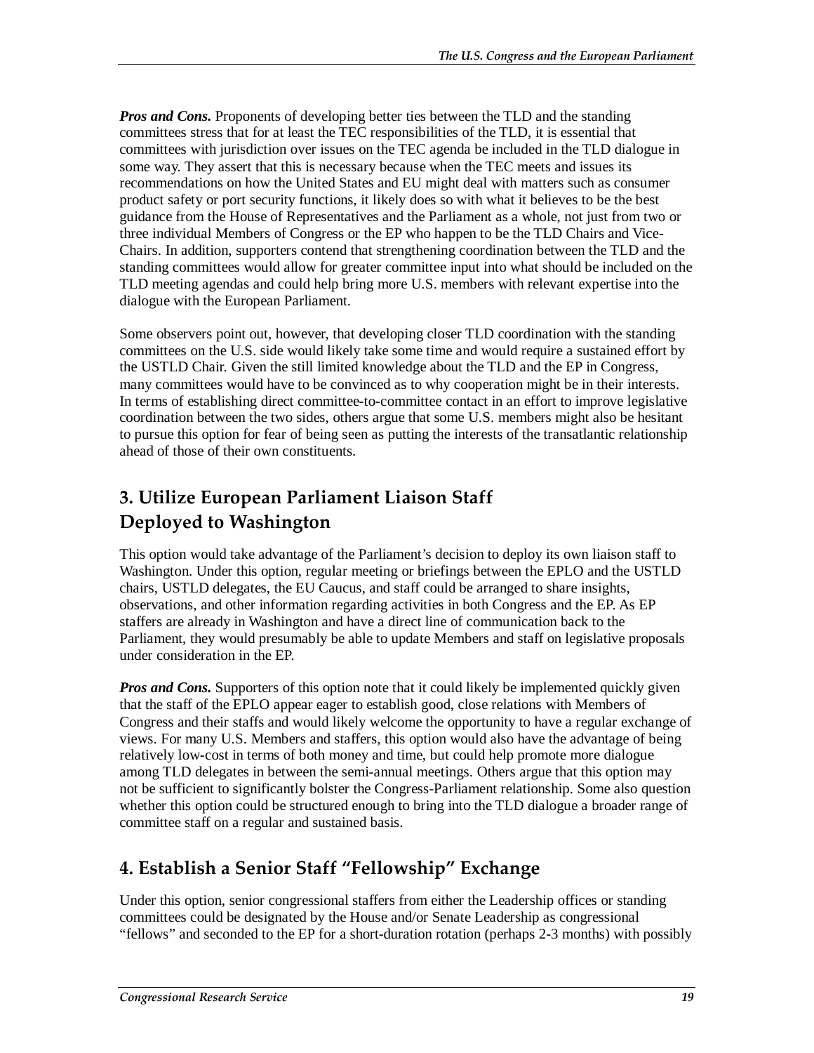***Pros and Cons.*** Proponents of developing better ties between the TLD and the standing committees stress that for at least the TEC responsibilities of the TLD, it is essential that committees with jurisdiction over issues on the TEC agenda be included in the TLD dialogue in some way. They assert that this is necessary because when the TEC meets and issues its recommendations on how the United States and EU might deal with matters such as consumer product safety or port security functions, it likely does so with what it believes to be the best guidance from the House of Representatives and the Parliament as a whole, not just from two or three individual Members of Congress or the EP who happen to be the TLD Chairs and Vice-Chairs. In addition, supporters contend that strengthening coordination between the TLD and the standing committees would allow for greater committee input into what should be included on the TLD meeting agendas and could help bring more U.S. members with relevant expertise into the dialogue with the European Parliament.

Some observers point out, however, that developing closer TLD coordination with the standing committees on the U.S. side would likely take some time and would require a sustained effort by the USTLD Chair. Given the still limited knowledge about the TLD and the EP in Congress, many committees would have to be convinced as to why cooperation might be in their interests. In terms of establishing direct committee-to-committee contact in an effort to improve legislative coordination between the two sides, others argue that some U.S. members might also be hesitant to pursue this option for fear of being seen as putting the interests of the transatlantic relationship ahead of those of their own constituents.

## 3. Utilize European Parliament Liaison Staff Deployed to Washington

This option would take advantage of the Parliament's decision to deploy its own liaison staff to Washington. Under this option, regular meeting or briefings between the EPLO and the USTLD chairs, USTLD delegates, the EU Caucus, and staff could be arranged to share insights, observations, and other information regarding activities in both Congress and the EP. As EP staffers are already in Washington and have a direct line of communication back to the Parliament, they would presumably be able to update Members and staff on legislative proposals under consideration in the EP.

***Pros and Cons.*** Supporters of this option note that it could likely be implemented quickly given that the staff of the EPLO appear eager to establish good, close relations with Members of Congress and their staffs and would likely welcome the opportunity to have a regular exchange of views. For many U.S. Members and staffers, this option would also have the advantage of being relatively low-cost in terms of both money and time, but could help promote more dialogue among TLD delegates in between the semi-annual meetings. Others argue that this option may not be sufficient to significantly bolster the Congress-Parliament relationship. Some also question whether this option could be structured enough to bring into the TLD dialogue a broader range of committee staff on a regular and sustained basis.

## 4. Establish a Senior Staff "Fellowship" Exchange

Under this option, senior congressional staffers from either the Leadership offices or standing committees could be designated by the House and/or Senate Leadership as congressional "fellows" and seconded to the EP for a short-duration rotation (perhaps 2-3 months) with possibly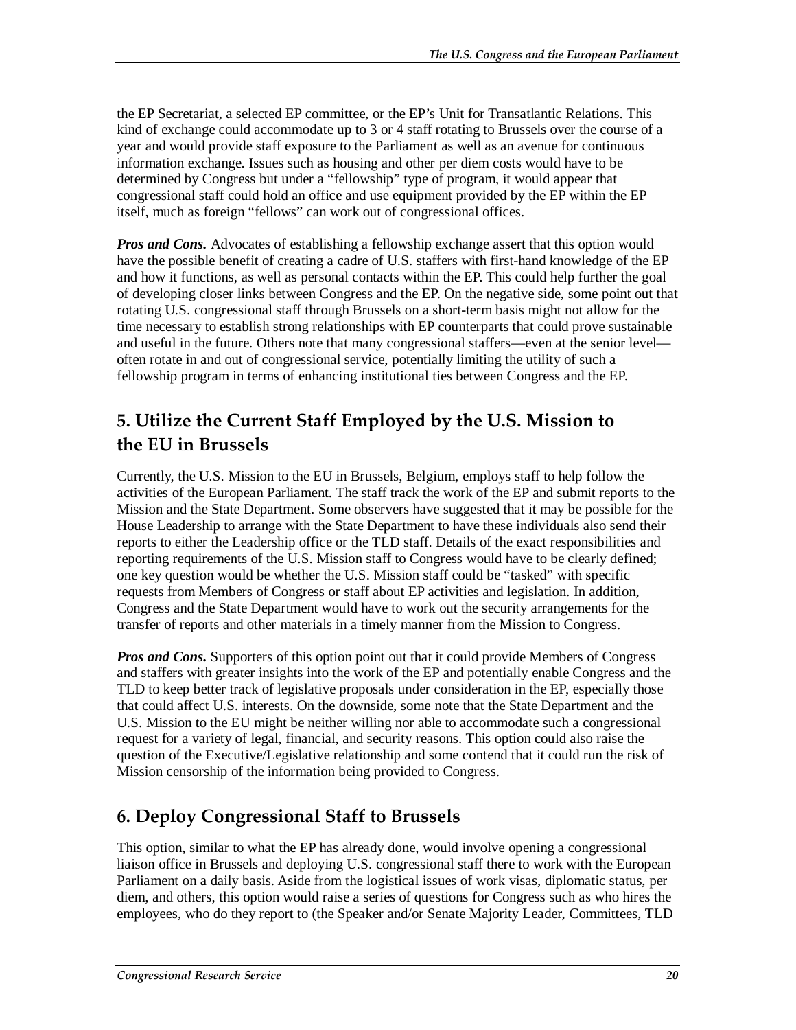the EP Secretariat, a selected EP committee, or the EP's Unit for Transatlantic Relations. This kind of exchange could accommodate up to 3 or 4 staff rotating to Brussels over the course of a year and would provide staff exposure to the Parliament as well as an avenue for continuous information exchange. Issues such as housing and other per diem costs would have to be determined by Congress but under a "fellowship" type of program, it would appear that congressional staff could hold an office and use equipment provided by the EP within the EP itself, much as foreign "fellows" can work out of congressional offices.

***Pros and Cons.*** Advocates of establishing a fellowship exchange assert that this option would have the possible benefit of creating a cadre of U.S. staffers with first-hand knowledge of the EP and how it functions, as well as personal contacts within the EP. This could help further the goal of developing closer links between Congress and the EP. On the negative side, some point out that rotating U.S. congressional staff through Brussels on a short-term basis might not allow for the time necessary to establish strong relationships with EP counterparts that could prove sustainable and useful in the future. Others note that many congressional staffers—even at the senior level—often rotate in and out of congressional service, potentially limiting the utility of such a fellowship program in terms of enhancing institutional ties between Congress and the EP.

## 5. Utilize the Current Staff Employed by the U.S. Mission to the EU in Brussels

Currently, the U.S. Mission to the EU in Brussels, Belgium, employs staff to help follow the activities of the European Parliament. The staff track the work of the EP and submit reports to the Mission and the State Department. Some observers have suggested that it may be possible for the House Leadership to arrange with the State Department to have these individuals also send their reports to either the Leadership office or the TLD staff. Details of the exact responsibilities and reporting requirements of the U.S. Mission staff to Congress would have to be clearly defined; one key question would be whether the U.S. Mission staff could be "tasked" with specific requests from Members of Congress or staff about EP activities and legislation. In addition, Congress and the State Department would have to work out the security arrangements for the transfer of reports and other materials in a timely manner from the Mission to Congress.

***Pros and Cons.*** Supporters of this option point out that it could provide Members of Congress and staffers with greater insights into the work of the EP and potentially enable Congress and the TLD to keep better track of legislative proposals under consideration in the EP, especially those that could affect U.S. interests. On the downside, some note that the State Department and the U.S. Mission to the EU might be neither willing nor able to accommodate such a congressional request for a variety of legal, financial, and security reasons. This option could also raise the question of the Executive/Legislative relationship and some contend that it could run the risk of Mission censorship of the information being provided to Congress.

## 6. Deploy Congressional Staff to Brussels

This option, similar to what the EP has already done, would involve opening a congressional liaison office in Brussels and deploying U.S. congressional staff there to work with the European Parliament on a daily basis. Aside from the logistical issues of work visas, diplomatic status, per diem, and others, this option would raise a series of questions for Congress such as who hires the employees, who do they report to (the Speaker and/or Senate Majority Leader, Committees, TLD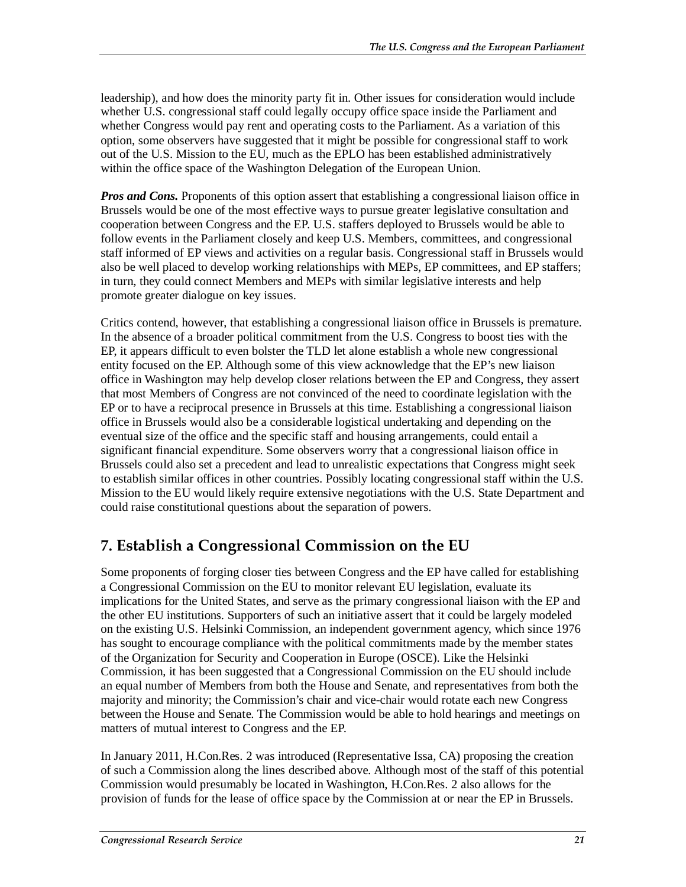leadership), and how does the minority party fit in. Other issues for consideration would include whether U.S. congressional staff could legally occupy office space inside the Parliament and whether Congress would pay rent and operating costs to the Parliament. As a variation of this option, some observers have suggested that it might be possible for congressional staff to work out of the U.S. Mission to the EU, much as the EPLO has been established administratively within the office space of the Washington Delegation of the European Union.

***Pros and Cons.*** Proponents of this option assert that establishing a congressional liaison office in Brussels would be one of the most effective ways to pursue greater legislative consultation and cooperation between Congress and the EP. U.S. staffers deployed to Brussels would be able to follow events in the Parliament closely and keep U.S. Members, committees, and congressional staff informed of EP views and activities on a regular basis. Congressional staff in Brussels would also be well placed to develop working relationships with MEPs, EP committees, and EP staffers; in turn, they could connect Members and MEPs with similar legislative interests and help promote greater dialogue on key issues.

Critics contend, however, that establishing a congressional liaison office in Brussels is premature. In the absence of a broader political commitment from the U.S. Congress to boost ties with the EP, it appears difficult to even bolster the TLD let alone establish a whole new congressional entity focused on the EP. Although some of this view acknowledge that the EP's new liaison office in Washington may help develop closer relations between the EP and Congress, they assert that most Members of Congress are not convinced of the need to coordinate legislation with the EP or to have a reciprocal presence in Brussels at this time. Establishing a congressional liaison office in Brussels would also be a considerable logistical undertaking and depending on the eventual size of the office and the specific staff and housing arrangements, could entail a significant financial expenditure. Some observers worry that a congressional liaison office in Brussels could also set a precedent and lead to unrealistic expectations that Congress might seek to establish similar offices in other countries. Possibly locating congressional staff within the U.S. Mission to the EU would likely require extensive negotiations with the U.S. State Department and could raise constitutional questions about the separation of powers.

## 7. Establish a Congressional Commission on the EU

Some proponents of forging closer ties between Congress and the EP have called for establishing a Congressional Commission on the EU to monitor relevant EU legislation, evaluate its implications for the United States, and serve as the primary congressional liaison with the EP and the other EU institutions. Supporters of such an initiative assert that it could be largely modeled on the existing U.S. Helsinki Commission, an independent government agency, which since 1976 has sought to encourage compliance with the political commitments made by the member states of the Organization for Security and Cooperation in Europe (OSCE). Like the Helsinki Commission, it has been suggested that a Congressional Commission on the EU should include an equal number of Members from both the House and Senate, and representatives from both the majority and minority; the Commission's chair and vice-chair would rotate each new Congress between the House and Senate. The Commission would be able to hold hearings and meetings on matters of mutual interest to Congress and the EP.

In January 2011, H.Con.Res. 2 was introduced (Representative Issa, CA) proposing the creation of such a Commission along the lines described above. Although most of the staff of this potential Commission would presumably be located in Washington, H.Con.Res. 2 also allows for the provision of funds for the lease of office space by the Commission at or near the EP in Brussels.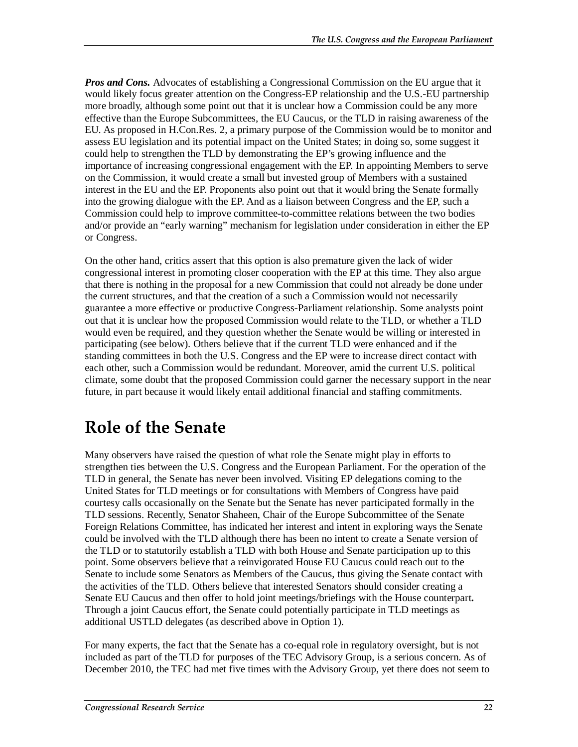***Pros and Cons.*** Advocates of establishing a Congressional Commission on the EU argue that it would likely focus greater attention on the Congress-EP relationship and the U.S.-EU partnership more broadly, although some point out that it is unclear how a Commission could be any more effective than the Europe Subcommittees, the EU Caucus, or the TLD in raising awareness of the EU. As proposed in H.Con.Res. 2, a primary purpose of the Commission would be to monitor and assess EU legislation and its potential impact on the United States; in doing so, some suggest it could help to strengthen the TLD by demonstrating the EP's growing influence and the importance of increasing congressional engagement with the EP. In appointing Members to serve on the Commission, it would create a small but invested group of Members with a sustained interest in the EU and the EP. Proponents also point out that it would bring the Senate formally into the growing dialogue with the EP. And as a liaison between Congress and the EP, such a Commission could help to improve committee-to-committee relations between the two bodies and/or provide an "early warning" mechanism for legislation under consideration in either the EP or Congress.

On the other hand, critics assert that this option is also premature given the lack of wider congressional interest in promoting closer cooperation with the EP at this time. They also argue that there is nothing in the proposal for a new Commission that could not already be done under the current structures, and that the creation of a such a Commission would not necessarily guarantee a more effective or productive Congress-Parliament relationship. Some analysts point out that it is unclear how the proposed Commission would relate to the TLD, or whether a TLD would even be required, and they question whether the Senate would be willing or interested in participating (see below). Others believe that if the current TLD were enhanced and if the standing committees in both the U.S. Congress and the EP were to increase direct contact with each other, such a Commission would be redundant. Moreover, amid the current U.S. political climate, some doubt that the proposed Commission could garner the necessary support in the near future, in part because it would likely entail additional financial and staffing commitments.

# Role of the Senate

Many observers have raised the question of what role the Senate might play in efforts to strengthen ties between the U.S. Congress and the European Parliament. For the operation of the TLD in general, the Senate has never been involved. Visiting EP delegations coming to the United States for TLD meetings or for consultations with Members of Congress have paid courtesy calls occasionally on the Senate but the Senate has never participated formally in the TLD sessions. Recently, Senator Shaheen, Chair of the Europe Subcommittee of the Senate Foreign Relations Committee, has indicated her interest and intent in exploring ways the Senate could be involved with the TLD although there has been no intent to create a Senate version of the TLD or to statutorily establish a TLD with both House and Senate participation up to this point. Some observers believe that a reinvigorated House EU Caucus could reach out to the Senate to include some Senators as Members of the Caucus, thus giving the Senate contact with the activities of the TLD. Others believe that interested Senators should consider creating a Senate EU Caucus and then offer to hold joint meetings/briefings with the House counterpart. Through a joint Caucus effort, the Senate could potentially participate in TLD meetings as additional USTLD delegates (as described above in Option 1).

For many experts, the fact that the Senate has a co-equal role in regulatory oversight, but is not included as part of the TLD for purposes of the TEC Advisory Group, is a serious concern. As of December 2010, the TEC had met five times with the Advisory Group, yet there does not seem to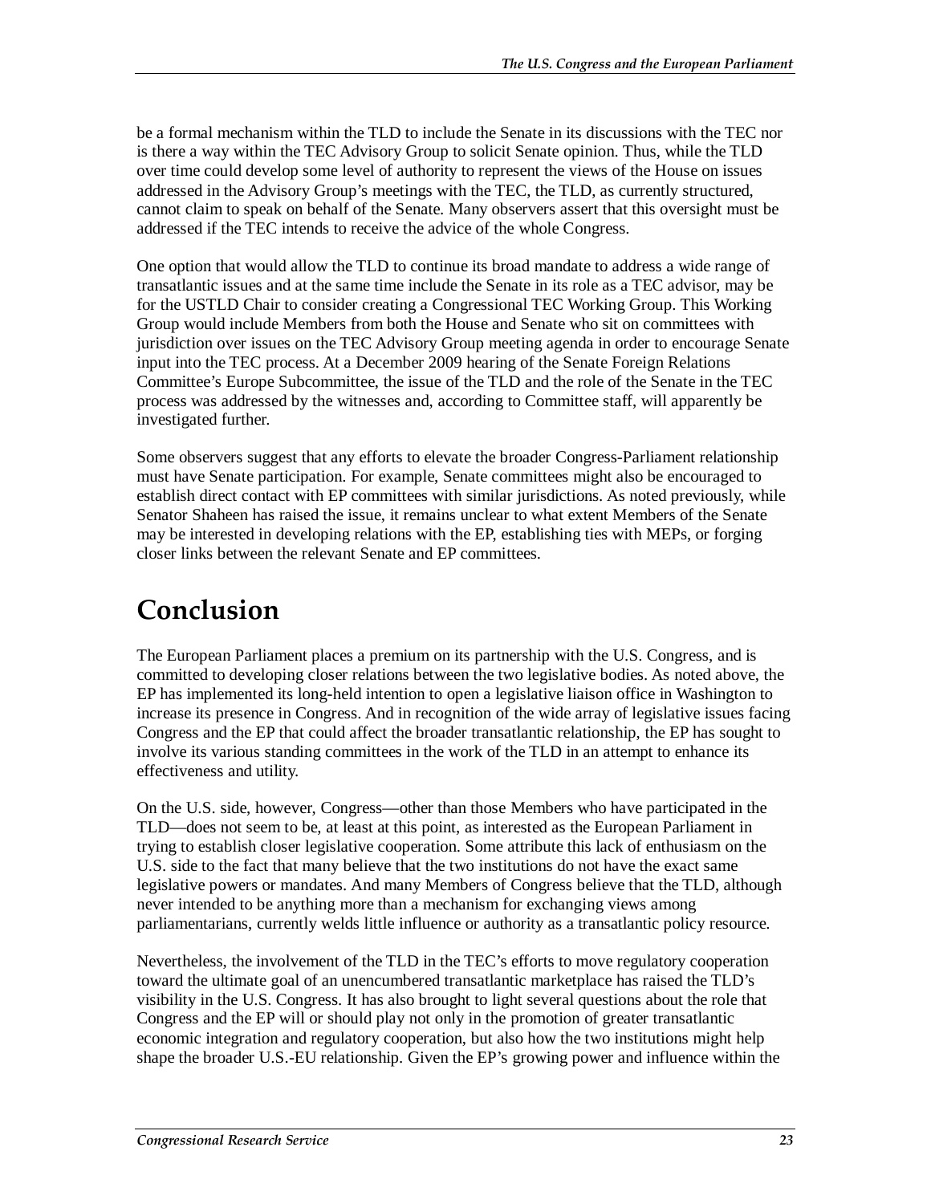be a formal mechanism within the TLD to include the Senate in its discussions with the TEC nor is there a way within the TEC Advisory Group to solicit Senate opinion. Thus, while the TLD over time could develop some level of authority to represent the views of the House on issues addressed in the Advisory Group's meetings with the TEC, the TLD, as currently structured, cannot claim to speak on behalf of the Senate. Many observers assert that this oversight must be addressed if the TEC intends to receive the advice of the whole Congress.

One option that would allow the TLD to continue its broad mandate to address a wide range of transatlantic issues and at the same time include the Senate in its role as a TEC advisor, may be for the USTLD Chair to consider creating a Congressional TEC Working Group. This Working Group would include Members from both the House and Senate who sit on committees with jurisdiction over issues on the TEC Advisory Group meeting agenda in order to encourage Senate input into the TEC process. At a December 2009 hearing of the Senate Foreign Relations Committee's Europe Subcommittee, the issue of the TLD and the role of the Senate in the TEC process was addressed by the witnesses and, according to Committee staff, will apparently be investigated further.

Some observers suggest that any efforts to elevate the broader Congress-Parliament relationship must have Senate participation. For example, Senate committees might also be encouraged to establish direct contact with EP committees with similar jurisdictions. As noted previously, while Senator Shaheen has raised the issue, it remains unclear to what extent Members of the Senate may be interested in developing relations with the EP, establishing ties with MEPs, or forging closer links between the relevant Senate and EP committees.

# Conclusion

The European Parliament places a premium on its partnership with the U.S. Congress, and is committed to developing closer relations between the two legislative bodies. As noted above, the EP has implemented its long-held intention to open a legislative liaison office in Washington to increase its presence in Congress. And in recognition of the wide array of legislative issues facing Congress and the EP that could affect the broader transatlantic relationship, the EP has sought to involve its various standing committees in the work of the TLD in an attempt to enhance its effectiveness and utility.

On the U.S. side, however, Congress—other than those Members who have participated in the TLD—does not seem to be, at least at this point, as interested as the European Parliament in trying to establish closer legislative cooperation. Some attribute this lack of enthusiasm on the U.S. side to the fact that many believe that the two institutions do not have the exact same legislative powers or mandates. And many Members of Congress believe that the TLD, although never intended to be anything more than a mechanism for exchanging views among parliamentarians, currently welds little influence or authority as a transatlantic policy resource.

Nevertheless, the involvement of the TLD in the TEC's efforts to move regulatory cooperation toward the ultimate goal of an unencumbered transatlantic marketplace has raised the TLD's visibility in the U.S. Congress. It has also brought to light several questions about the role that Congress and the EP will or should play not only in the promotion of greater transatlantic economic integration and regulatory cooperation, but also how the two institutions might help shape the broader U.S.-EU relationship. Given the EP's growing power and influence within the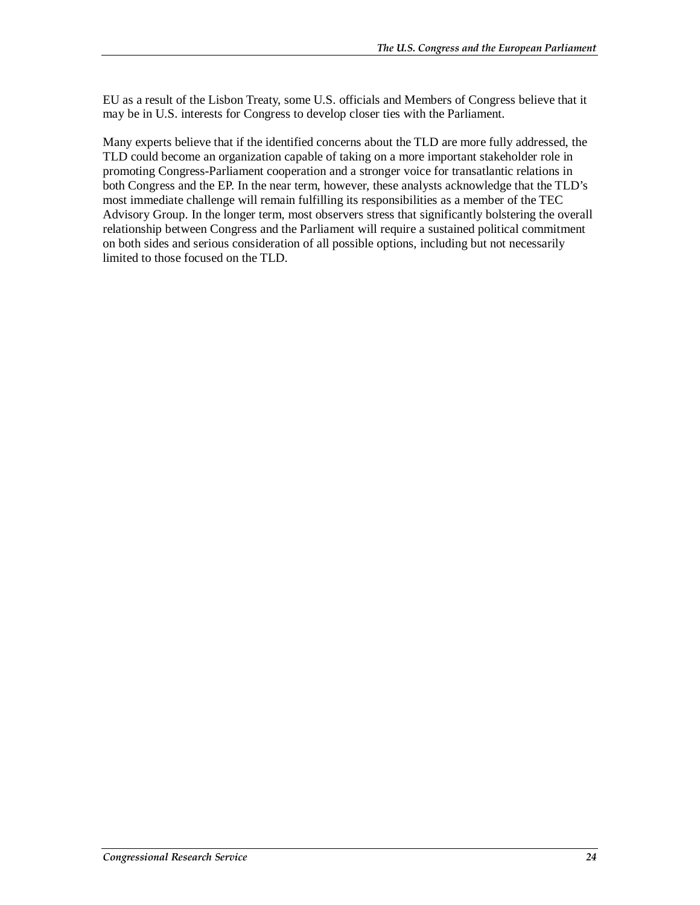EU as a result of the Lisbon Treaty, some U.S. officials and Members of Congress believe that it may be in U.S. interests for Congress to develop closer ties with the Parliament.

Many experts believe that if the identified concerns about the TLD are more fully addressed, the TLD could become an organization capable of taking on a more important stakeholder role in promoting Congress-Parliament cooperation and a stronger voice for transatlantic relations in both Congress and the EP. In the near term, however, these analysts acknowledge that the TLD's most immediate challenge will remain fulfilling its responsibilities as a member of the TEC Advisory Group. In the longer term, most observers stress that significantly bolstering the overall relationship between Congress and the Parliament will require a sustained political commitment on both sides and serious consideration of all possible options, including but not necessarily limited to those focused on the TLD.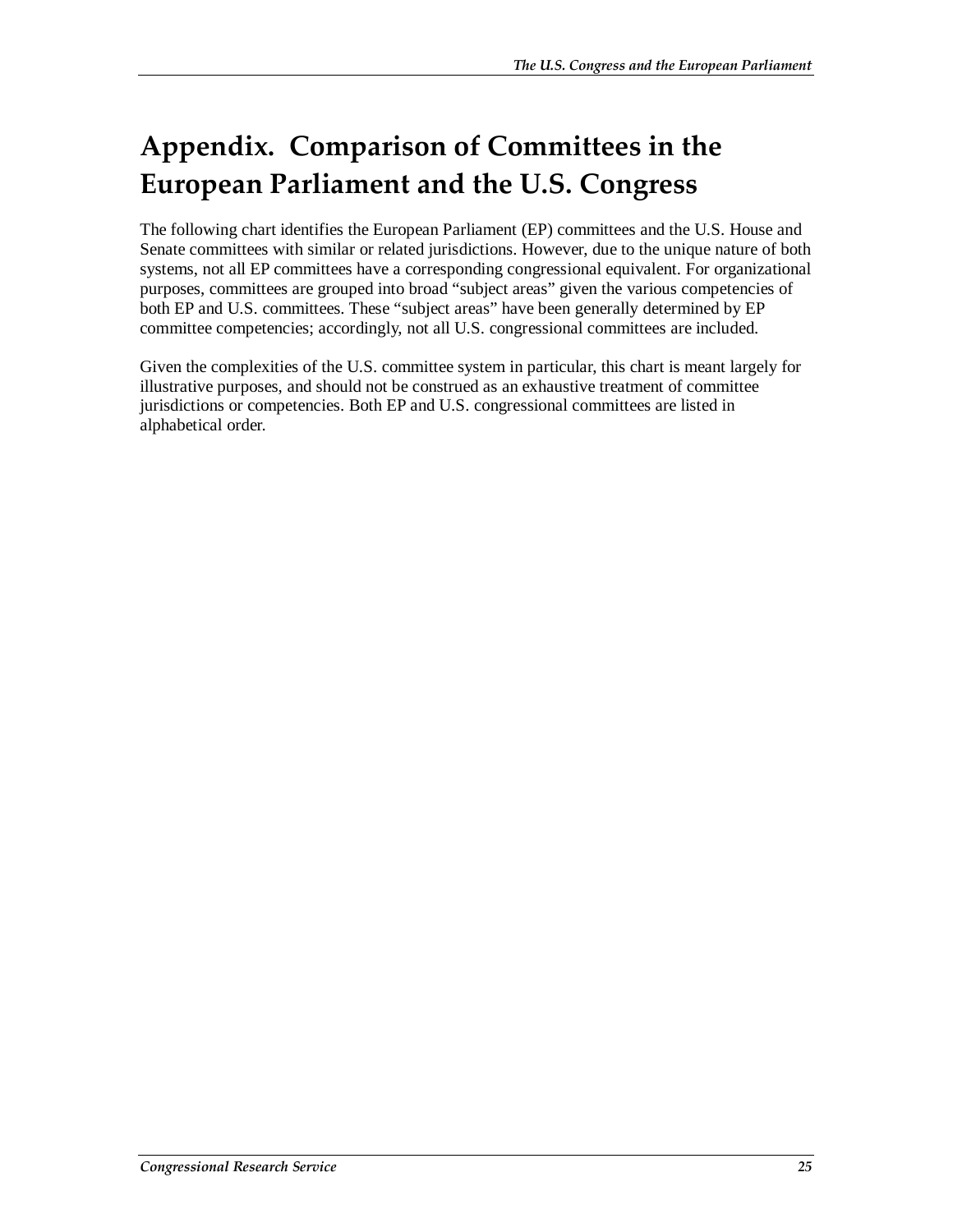# Appendix. Comparison of Committees in the European Parliament and the U.S. Congress

The following chart identifies the European Parliament (EP) committees and the U.S. House and Senate committees with similar or related jurisdictions. However, due to the unique nature of both systems, not all EP committees have a corresponding congressional equivalent. For organizational purposes, committees are grouped into broad "subject areas" given the various competencies of both EP and U.S. committees. These "subject areas" have been generally determined by EP committee competencies; accordingly, not all U.S. congressional committees are included.

Given the complexities of the U.S. committee system in particular, this chart is meant largely for illustrative purposes, and should not be construed as an exhaustive treatment of committee jurisdictions or competencies. Both EP and U.S. congressional committees are listed in alphabetical order.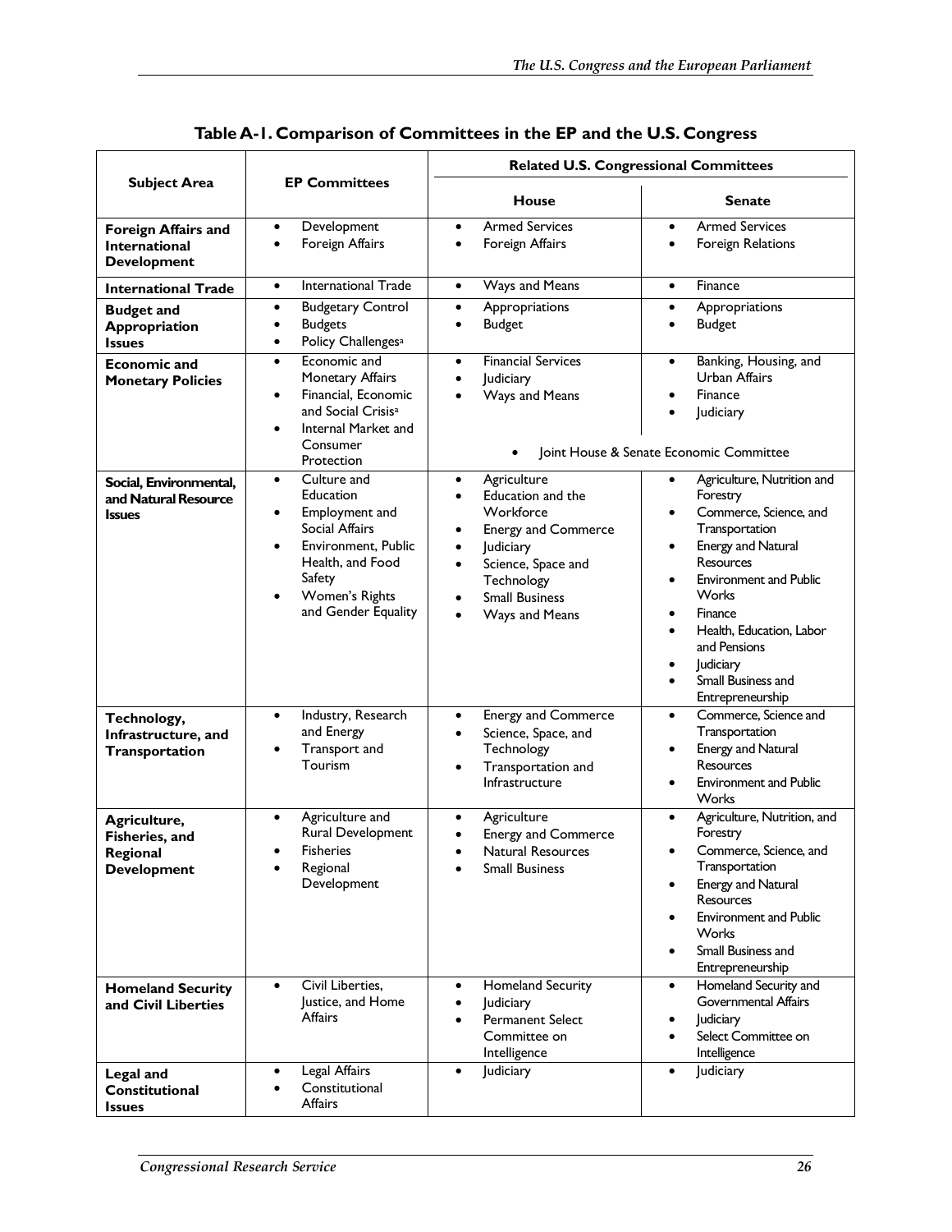**Table A-1. Comparison of Committees in the EP and the U.S. Congress**

| Subject Area | EP Committees | Related U.S. Congressional Committees | |
|---|---|---|---|
| | | House | Senate |
| **Foreign Affairs and International Development** | • Development<br>• Foreign Affairs | • Armed Services<br>• Foreign Affairs | • Armed Services<br>• Foreign Relations |
| **International Trade** | • International Trade | • Ways and Means | • Finance |
| **Budget and Appropriation Issues** | • Budgetary Control<br>• Budgets<br>• Policy Challenges[a] | • Appropriations<br>• Budget | • Appropriations<br>• Budget |
| **Economic and Monetary Policies** | • Economic and Monetary Affairs<br>• Financial, Economic and Social Crisis[a]<br>• Internal Market and Consumer Protection | • Financial Services<br>• Judiciary<br>• Ways and Means<br>• Joint House & Senate Economic Committee | • Banking, Housing, and Urban Affairs<br>• Finance<br>• Judiciary<br>• Joint House & Senate Economic Committee |
| **Social, Environmental, and Natural Resource Issues** | • Culture and Education<br>• Employment and Social Affairs<br>• Environment, Public Health, and Food Safety<br>• Women's Rights and Gender Equality | • Agriculture<br>• Education and the Workforce<br>• Energy and Commerce<br>• Judiciary<br>• Science, Space and Technology<br>• Small Business<br>• Ways and Means | • Agriculture, Nutrition and Forestry<br>• Commerce, Science, and Transportation<br>• Energy and Natural Resources<br>• Environment and Public Works<br>• Finance<br>• Health, Education, Labor and Pensions<br>• Judiciary<br>• Small Business and Entrepreneurship |
| **Technology, Infrastructure, and Transportation** | • Industry, Research and Energy<br>• Transport and Tourism | • Energy and Commerce<br>• Science, Space, and Technology<br>• Transportation and Infrastructure | • Commerce, Science and Transportation<br>• Energy and Natural Resources<br>• Environment and Public Works |
| **Agriculture, Fisheries, and Regional Development** | • Agriculture and Rural Development<br>• Fisheries<br>• Regional Development | • Agriculture<br>• Energy and Commerce<br>• Natural Resources<br>• Small Business | • Agriculture, Nutrition, and Forestry<br>• Commerce, Science, and Transportation<br>• Energy and Natural Resources<br>• Environment and Public Works<br>• Small Business and Entrepreneurship |
| **Homeland Security and Civil Liberties** | • Civil Liberties, Justice, and Home Affairs | • Homeland Security<br>• Judiciary<br>• Permanent Select Committee on Intelligence | • Homeland Security and Governmental Affairs<br>• Judiciary<br>• Select Committee on Intelligence |
| **Legal and Constitutional Issues** | • Legal Affairs<br>• Constitutional Affairs | • Judiciary | • Judiciary |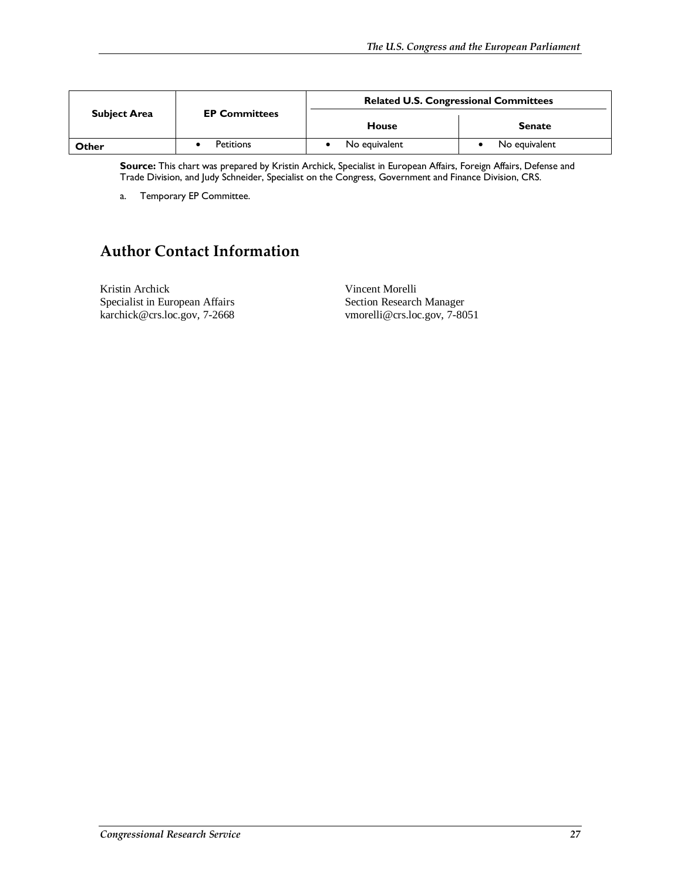| Subject Area | EP Committees | Related U.S. Congressional Committees | |
|---|---|---|---|
| | | House | Senate |
| **Other** | • Petitions | • No equivalent | • No equivalent |

**Source:** This chart was prepared by Kristin Archick, Specialist in European Affairs, Foreign Affairs, Defense and Trade Division, and Judy Schneider, Specialist on the Congress, Government and Finance Division, CRS.

a. Temporary EP Committee.

## Author Contact Information

Kristin Archick
Specialist in European Affairs
karchick@crs.loc.gov, 7-2668

Vincent Morelli
Section Research Manager
vmorelli@crs.loc.gov, 7-8051